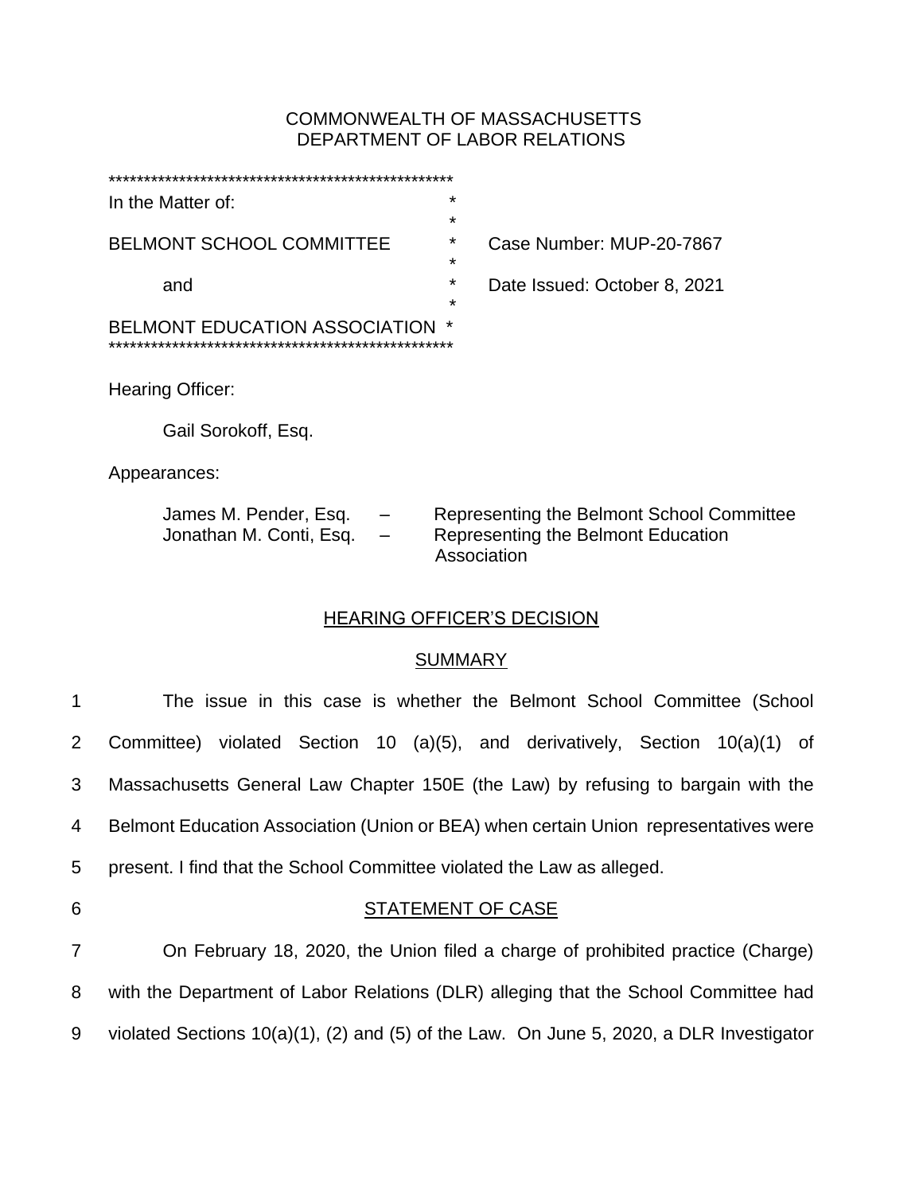COMMONWEALTH OF MASSACHUSETTS
DEPARTMENT OF LABOR RELATIONS

| | |
|---|---|
| In the Matter of: | |
| BELMONT SCHOOL COMMITTEE | Case Number: MUP-20-7867 |
| and | Date Issued: October 8, 2021 |
| BELMONT EDUCATION ASSOCIATION | |

Hearing Officer:

Gail Sorokoff, Esq.

Appearances:

James M. Pender, Esq. – Representing the Belmont School Committee
Jonathan M. Conti, Esq. – Representing the Belmont Education Association

## HEARING OFFICER'S DECISION

### SUMMARY

1 The issue in this case is whether the Belmont School Committee (School
2 Committee) violated Section 10 (a)(5), and derivatively, Section 10(a)(1) of
3 Massachusetts General Law Chapter 150E (the Law) by refusing to bargain with the
4 Belmont Education Association (Union or BEA) when certain Union representatives were
5 present. I find that the School Committee violated the Law as alleged.

6 ### STATEMENT OF CASE

7 On February 18, 2020, the Union filed a charge of prohibited practice (Charge)
8 with the Department of Labor Relations (DLR) alleging that the School Committee had
9 violated Sections 10(a)(1), (2) and (5) of the Law. On June 5, 2020, a DLR Investigator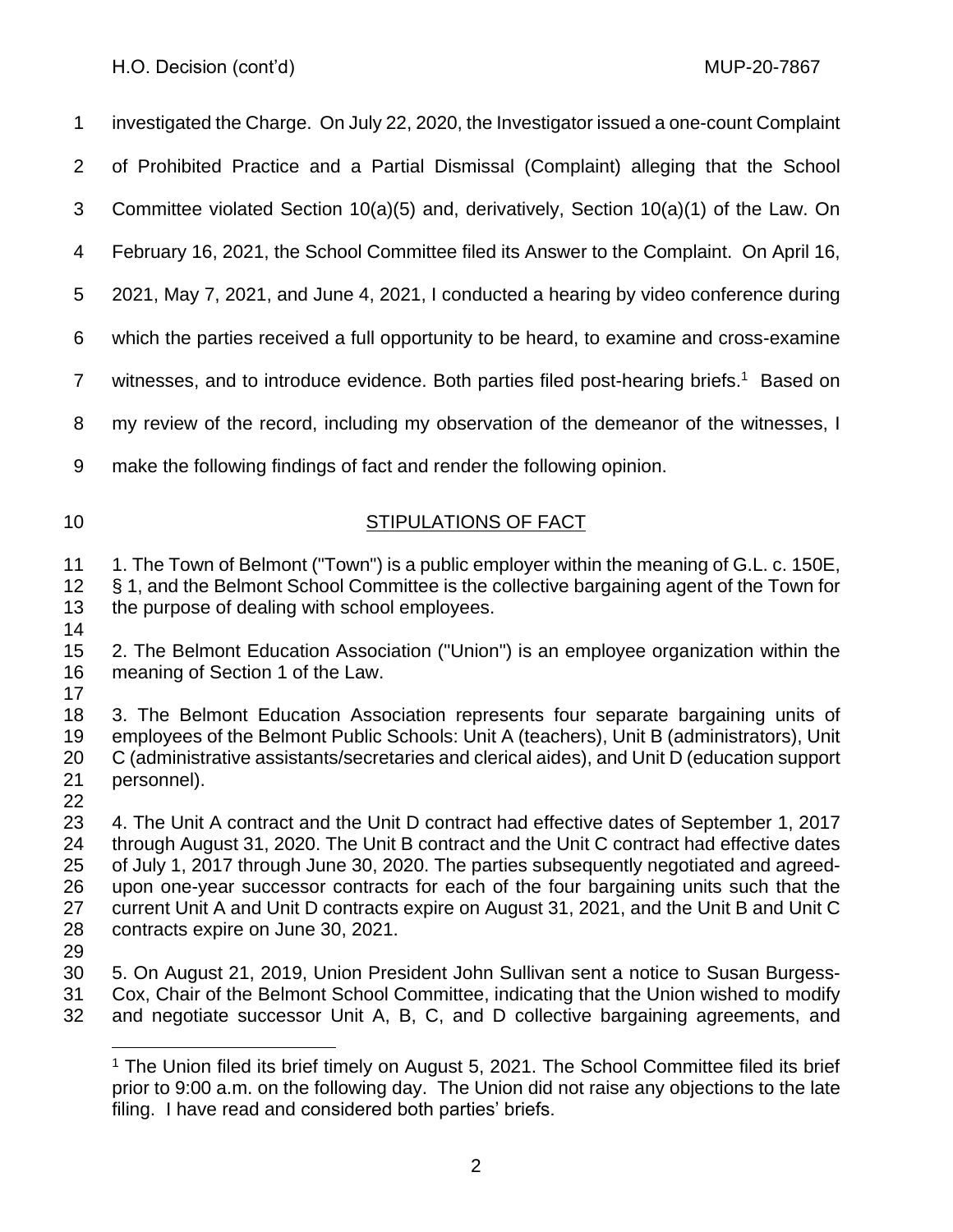investigated the Charge. On July 22, 2020, the Investigator issued a one-count Complaint of Prohibited Practice and a Partial Dismissal (Complaint) alleging that the School Committee violated Section 10(a)(5) and, derivatively, Section 10(a)(1) of the Law. On February 16, 2021, the School Committee filed its Answer to the Complaint. On April 16, 2021, May 7, 2021, and June 4, 2021, I conducted a hearing by video conference during which the parties received a full opportunity to be heard, to examine and cross-examine witnesses, and to introduce evidence. Both parties filed post-hearing briefs.[1] Based on my review of the record, including my observation of the demeanor of the witnesses, I make the following findings of fact and render the following opinion.

## STIPULATIONS OF FACT

1. The Town of Belmont ("Town") is a public employer within the meaning of G.L. c. 150E, § 1, and the Belmont School Committee is the collective bargaining agent of the Town for the purpose of dealing with school employees.

2. The Belmont Education Association ("Union") is an employee organization within the meaning of Section 1 of the Law.

3. The Belmont Education Association represents four separate bargaining units of employees of the Belmont Public Schools: Unit A (teachers), Unit B (administrators), Unit C (administrative assistants/secretaries and clerical aides), and Unit D (education support personnel).

4. The Unit A contract and the Unit D contract had effective dates of September 1, 2017 through August 31, 2020. The Unit B contract and the Unit C contract had effective dates of July 1, 2017 through June 30, 2020. The parties subsequently negotiated and agreed-upon one-year successor contracts for each of the four bargaining units such that the current Unit A and Unit D contracts expire on August 31, 2021, and the Unit B and Unit C contracts expire on June 30, 2021.

5. On August 21, 2019, Union President John Sullivan sent a notice to Susan Burgess-Cox, Chair of the Belmont School Committee, indicating that the Union wished to modify and negotiate successor Unit A, B, C, and D collective bargaining agreements, and

[1] The Union filed its brief timely on August 5, 2021. The School Committee filed its brief prior to 9:00 a.m. on the following day. The Union did not raise any objections to the late filing. I have read and considered both parties' briefs.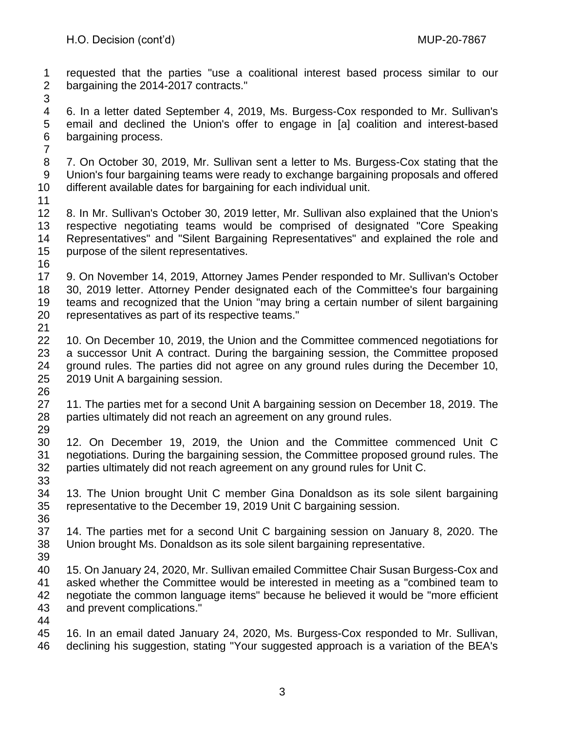requested that the parties "use a coalitional interest based process similar to our bargaining the 2014-2017 contracts."

6. In a letter dated September 4, 2019, Ms. Burgess-Cox responded to Mr. Sullivan's email and declined the Union's offer to engage in [a] coalition and interest-based bargaining process.

7. On October 30, 2019, Mr. Sullivan sent a letter to Ms. Burgess-Cox stating that the Union's four bargaining teams were ready to exchange bargaining proposals and offered different available dates for bargaining for each individual unit.

8. In Mr. Sullivan's October 30, 2019 letter, Mr. Sullivan also explained that the Union's respective negotiating teams would be comprised of designated "Core Speaking Representatives" and "Silent Bargaining Representatives" and explained the role and purpose of the silent representatives.

9. On November 14, 2019, Attorney James Pender responded to Mr. Sullivan's October 30, 2019 letter. Attorney Pender designated each of the Committee's four bargaining teams and recognized that the Union "may bring a certain number of silent bargaining representatives as part of its respective teams."

10. On December 10, 2019, the Union and the Committee commenced negotiations for a successor Unit A contract. During the bargaining session, the Committee proposed ground rules. The parties did not agree on any ground rules during the December 10, 2019 Unit A bargaining session.

11. The parties met for a second Unit A bargaining session on December 18, 2019. The parties ultimately did not reach an agreement on any ground rules.

12. On December 19, 2019, the Union and the Committee commenced Unit C negotiations. During the bargaining session, the Committee proposed ground rules. The parties ultimately did not reach agreement on any ground rules for Unit C.

13. The Union brought Unit C member Gina Donaldson as its sole silent bargaining representative to the December 19, 2019 Unit C bargaining session.

14. The parties met for a second Unit C bargaining session on January 8, 2020. The Union brought Ms. Donaldson as its sole silent bargaining representative.

15. On January 24, 2020, Mr. Sullivan emailed Committee Chair Susan Burgess-Cox and asked whether the Committee would be interested in meeting as a "combined team to negotiate the common language items" because he believed it would be "more efficient and prevent complications."

16. In an email dated January 24, 2020, Ms. Burgess-Cox responded to Mr. Sullivan, declining his suggestion, stating "Your suggested approach is a variation of the BEA's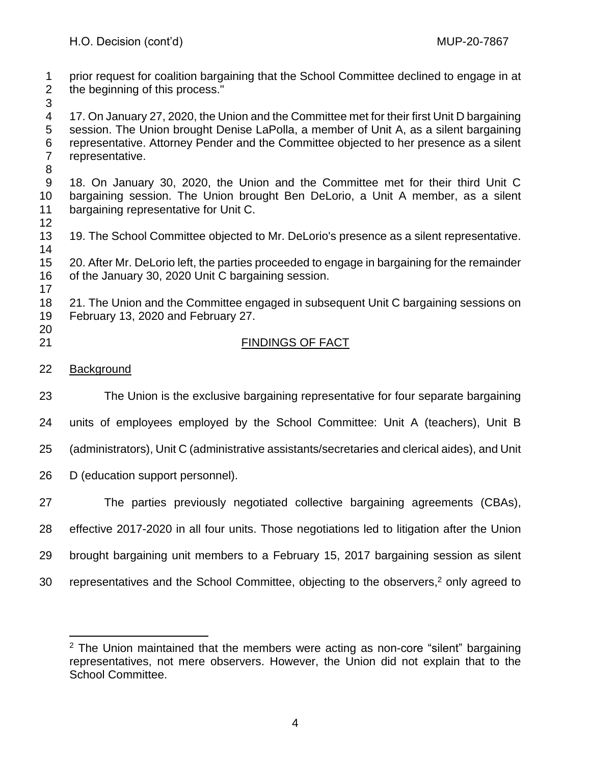prior request for coalition bargaining that the School Committee declined to engage in at the beginning of this process."

17. On January 27, 2020, the Union and the Committee met for their first Unit D bargaining session. The Union brought Denise LaPolla, a member of Unit A, as a silent bargaining representative. Attorney Pender and the Committee objected to her presence as a silent representative.

18. On January 30, 2020, the Union and the Committee met for their third Unit C bargaining session. The Union brought Ben DeLorio, a Unit A member, as a silent bargaining representative for Unit C.

19. The School Committee objected to Mr. DeLorio's presence as a silent representative.

20. After Mr. DeLorio left, the parties proceeded to engage in bargaining for the remainder of the January 30, 2020 Unit C bargaining session.

21. The Union and the Committee engaged in subsequent Unit C bargaining sessions on February 13, 2020 and February 27.

## FINDINGS OF FACT

### Background

The Union is the exclusive bargaining representative for four separate bargaining units of employees employed by the School Committee: Unit A (teachers), Unit B (administrators), Unit C (administrative assistants/secretaries and clerical aides), and Unit D (education support personnel).

The parties previously negotiated collective bargaining agreements (CBAs), effective 2017-2020 in all four units. Those negotiations led to litigation after the Union brought bargaining unit members to a February 15, 2017 bargaining session as silent representatives and the School Committee, objecting to the observers,[2] only agreed to

---

[2] The Union maintained that the members were acting as non-core "silent" bargaining representatives, not mere observers. However, the Union did not explain that to the School Committee.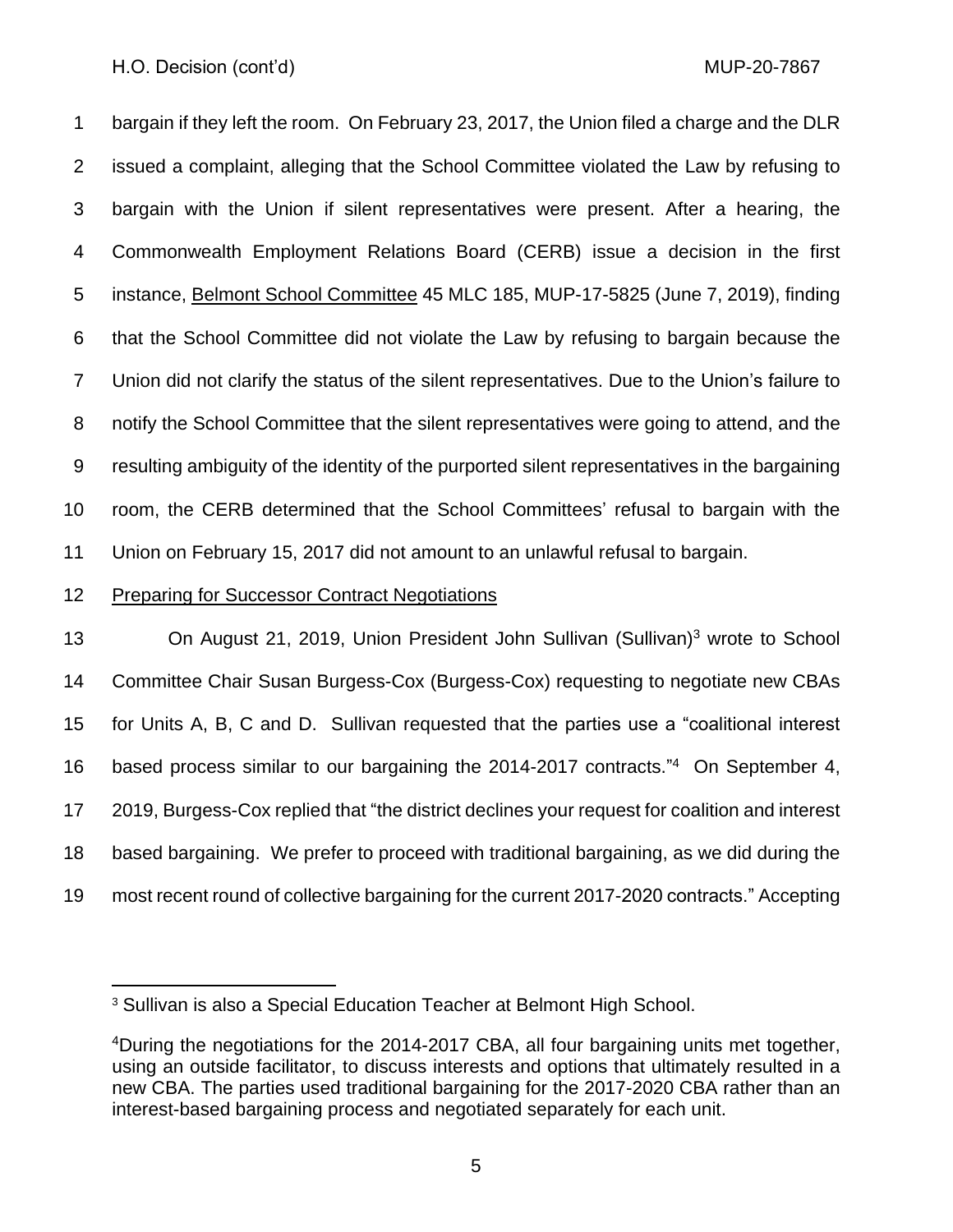bargain if they left the room. On February 23, 2017, the Union filed a charge and the DLR issued a complaint, alleging that the School Committee violated the Law by refusing to bargain with the Union if silent representatives were present. After a hearing, the Commonwealth Employment Relations Board (CERB) issue a decision in the first instance, Belmont School Committee 45 MLC 185, MUP-17-5825 (June 7, 2019), finding that the School Committee did not violate the Law by refusing to bargain because the Union did not clarify the status of the silent representatives. Due to the Union's failure to notify the School Committee that the silent representatives were going to attend, and the resulting ambiguity of the identity of the purported silent representatives in the bargaining room, the CERB determined that the School Committees' refusal to bargain with the Union on February 15, 2017 did not amount to an unlawful refusal to bargain.

Preparing for Successor Contract Negotiations

On August 21, 2019, Union President John Sullivan (Sullivan)[3] wrote to School Committee Chair Susan Burgess-Cox (Burgess-Cox) requesting to negotiate new CBAs for Units A, B, C and D. Sullivan requested that the parties use a "coalitional interest based process similar to our bargaining the 2014-2017 contracts."[4] On September 4, 2019, Burgess-Cox replied that "the district declines your request for coalition and interest based bargaining. We prefer to proceed with traditional bargaining, as we did during the most recent round of collective bargaining for the current 2017-2020 contracts." Accepting

---

[3] Sullivan is also a Special Education Teacher at Belmont High School.

[4] During the negotiations for the 2014-2017 CBA, all four bargaining units met together, using an outside facilitator, to discuss interests and options that ultimately resulted in a new CBA. The parties used traditional bargaining for the 2017-2020 CBA rather than an interest-based bargaining process and negotiated separately for each unit.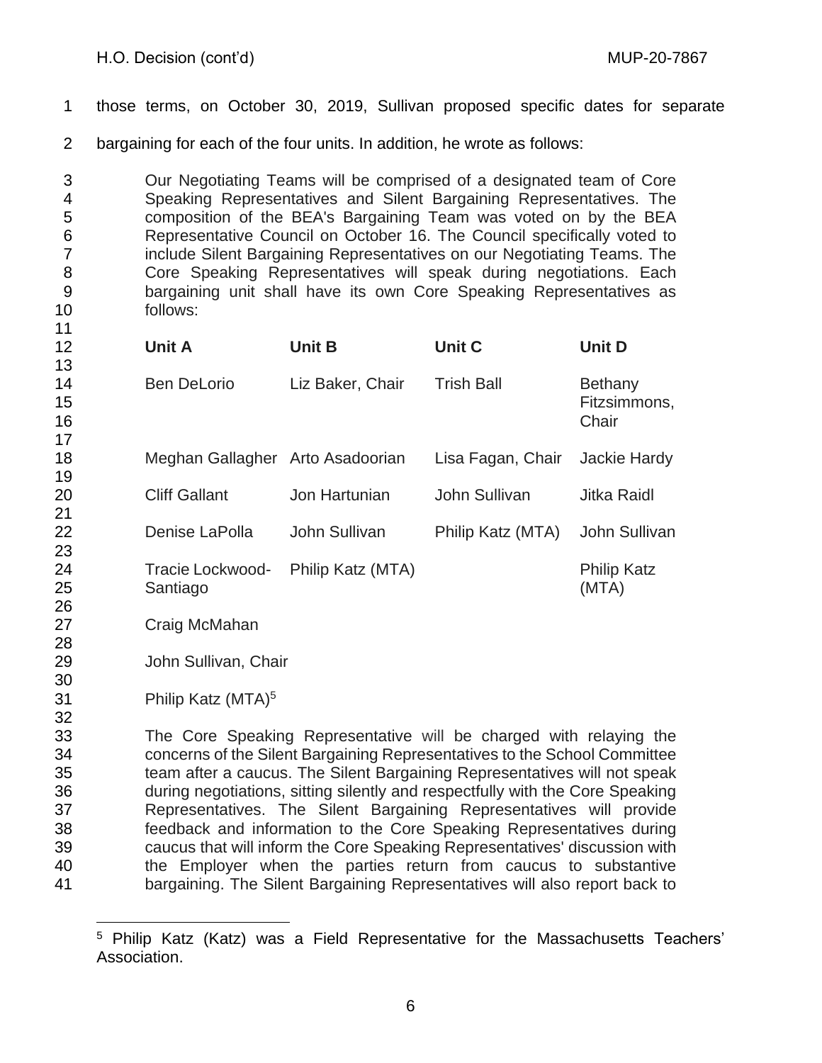those terms, on October 30, 2019, Sullivan proposed specific dates for separate bargaining for each of the four units. In addition, he wrote as follows:

> Our Negotiating Teams will be comprised of a designated team of Core Speaking Representatives and Silent Bargaining Representatives. The composition of the BEA's Bargaining Team was voted on by the BEA Representative Council on October 16. The Council specifically voted to include Silent Bargaining Representatives on our Negotiating Teams. The Core Speaking Representatives will speak during negotiations. Each bargaining unit shall have its own Core Speaking Representatives as follows:
>
> | Unit A | Unit B | Unit C | Unit D |
> |---|---|---|---|
> | Ben DeLorio | Liz Baker, Chair | Trish Ball | Bethany Fitzsimmons, Chair |
> | Meghan Gallagher | Arto Asadoorian | Lisa Fagan, Chair | Jackie Hardy |
> | Cliff Gallant | Jon Hartunian | John Sullivan | Jitka Raidl |
> | Denise LaPolla | John Sullivan | Philip Katz (MTA) | John Sullivan |
> | Tracie Lockwood-Santiago | Philip Katz (MTA) | | Philip Katz (MTA) |
> | Craig McMahan | | | |
> | John Sullivan, Chair | | | |
> | Philip Katz (MTA)[5] | | | |
>
> The Core Speaking Representative will be charged with relaying the concerns of the Silent Bargaining Representatives to the School Committee team after a caucus. The Silent Bargaining Representatives will not speak during negotiations, sitting silently and respectfully with the Core Speaking Representatives. The Silent Bargaining Representatives will provide feedback and information to the Core Speaking Representatives during caucus that will inform the Core Speaking Representatives' discussion with the Employer when the parties return from caucus to substantive bargaining. The Silent Bargaining Representatives will also report back to

---

[5] Philip Katz (Katz) was a Field Representative for the Massachusetts Teachers' Association.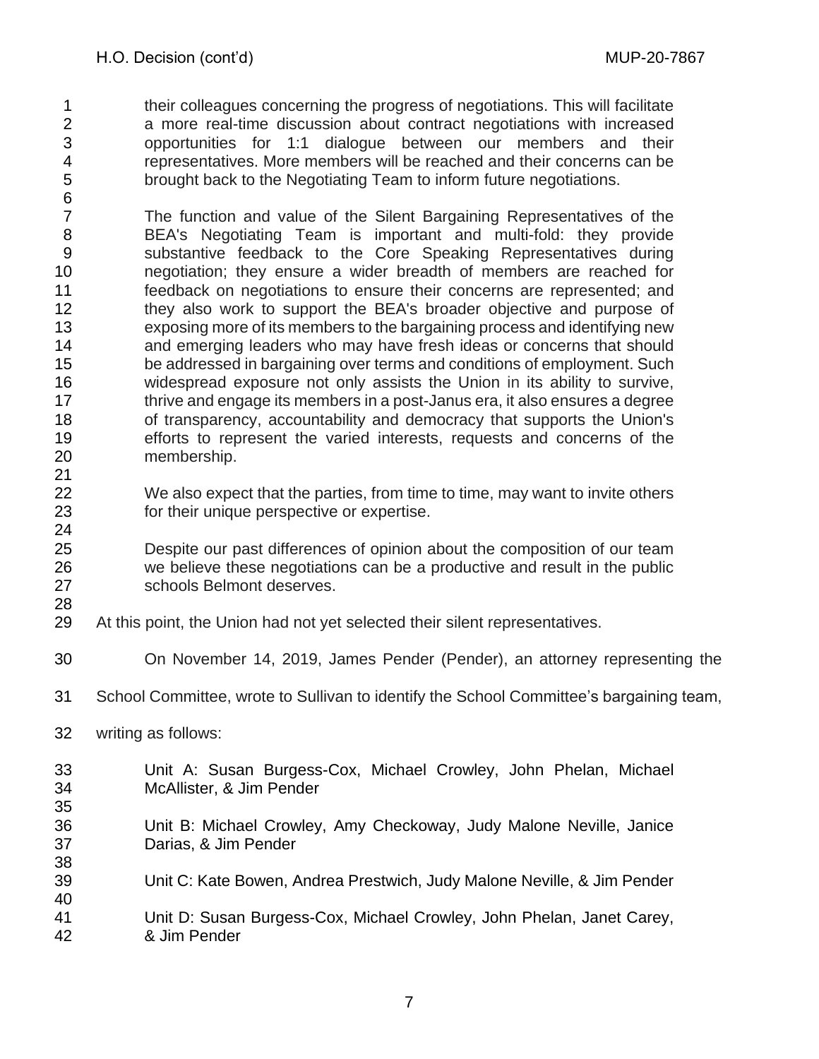> their colleagues concerning the progress of negotiations. This will facilitate a more real-time discussion about contract negotiations with increased opportunities for 1:1 dialogue between our members and their representatives. More members will be reached and their concerns can be brought back to the Negotiating Team to inform future negotiations.
>
> The function and value of the Silent Bargaining Representatives of the BEA's Negotiating Team is important and multi-fold: they provide substantive feedback to the Core Speaking Representatives during negotiation; they ensure a wider breadth of members are reached for feedback on negotiations to ensure their concerns are represented; and they also work to support the BEA's broader objective and purpose of exposing more of its members to the bargaining process and identifying new and emerging leaders who may have fresh ideas or concerns that should be addressed in bargaining over terms and conditions of employment. Such widespread exposure not only assists the Union in its ability to survive, thrive and engage its members in a post-Janus era, it also ensures a degree of transparency, accountability and democracy that supports the Union's efforts to represent the varied interests, requests and concerns of the membership.
>
> We also expect that the parties, from time to time, may want to invite others for their unique perspective or expertise.
>
> Despite our past differences of opinion about the composition of our team we believe these negotiations can be a productive and result in the public schools Belmont deserves.

At this point, the Union had not yet selected their silent representatives.

On November 14, 2019, James Pender (Pender), an attorney representing the School Committee, wrote to Sullivan to identify the School Committee's bargaining team, writing as follows:

> Unit A: Susan Burgess-Cox, Michael Crowley, John Phelan, Michael McAllister, & Jim Pender
>
> Unit B: Michael Crowley, Amy Checkoway, Judy Malone Neville, Janice Darias, & Jim Pender
>
> Unit C: Kate Bowen, Andrea Prestwich, Judy Malone Neville, & Jim Pender
>
> Unit D: Susan Burgess-Cox, Michael Crowley, John Phelan, Janet Carey, & Jim Pender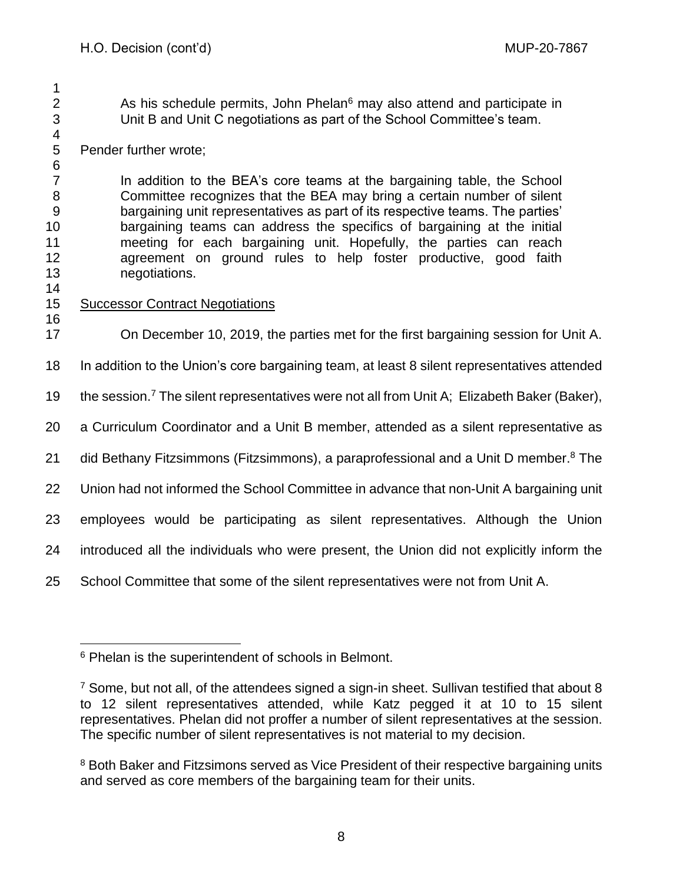> As his schedule permits, John Phelan[6] may also attend and participate in Unit B and Unit C negotiations as part of the School Committee's team.

Pender further wrote;

> In addition to the BEA's core teams at the bargaining table, the School Committee recognizes that the BEA may bring a certain number of silent bargaining unit representatives as part of its respective teams. The parties' bargaining teams can address the specifics of bargaining at the initial meeting for each bargaining unit. Hopefully, the parties can reach agreement on ground rules to help foster productive, good faith negotiations.

<u>Successor Contract Negotiations</u>

On December 10, 2019, the parties met for the first bargaining session for Unit A. In addition to the Union's core bargaining team, at least 8 silent representatives attended the session.[7] The silent representatives were not all from Unit A; Elizabeth Baker (Baker), a Curriculum Coordinator and a Unit B member, attended as a silent representative as did Bethany Fitzsimmons (Fitzsimmons), a paraprofessional and a Unit D member.[8] The Union had not informed the School Committee in advance that non-Unit A bargaining unit employees would be participating as silent representatives. Although the Union introduced all the individuals who were present, the Union did not explicitly inform the School Committee that some of the silent representatives were not from Unit A.

---

[6] Phelan is the superintendent of schools in Belmont.

[7] Some, but not all, of the attendees signed a sign-in sheet. Sullivan testified that about 8 to 12 silent representatives attended, while Katz pegged it at 10 to 15 silent representatives. Phelan did not proffer a number of silent representatives at the session. The specific number of silent representatives is not material to my decision.

[8] Both Baker and Fitzsimons served as Vice President of their respective bargaining units and served as core members of the bargaining team for their units.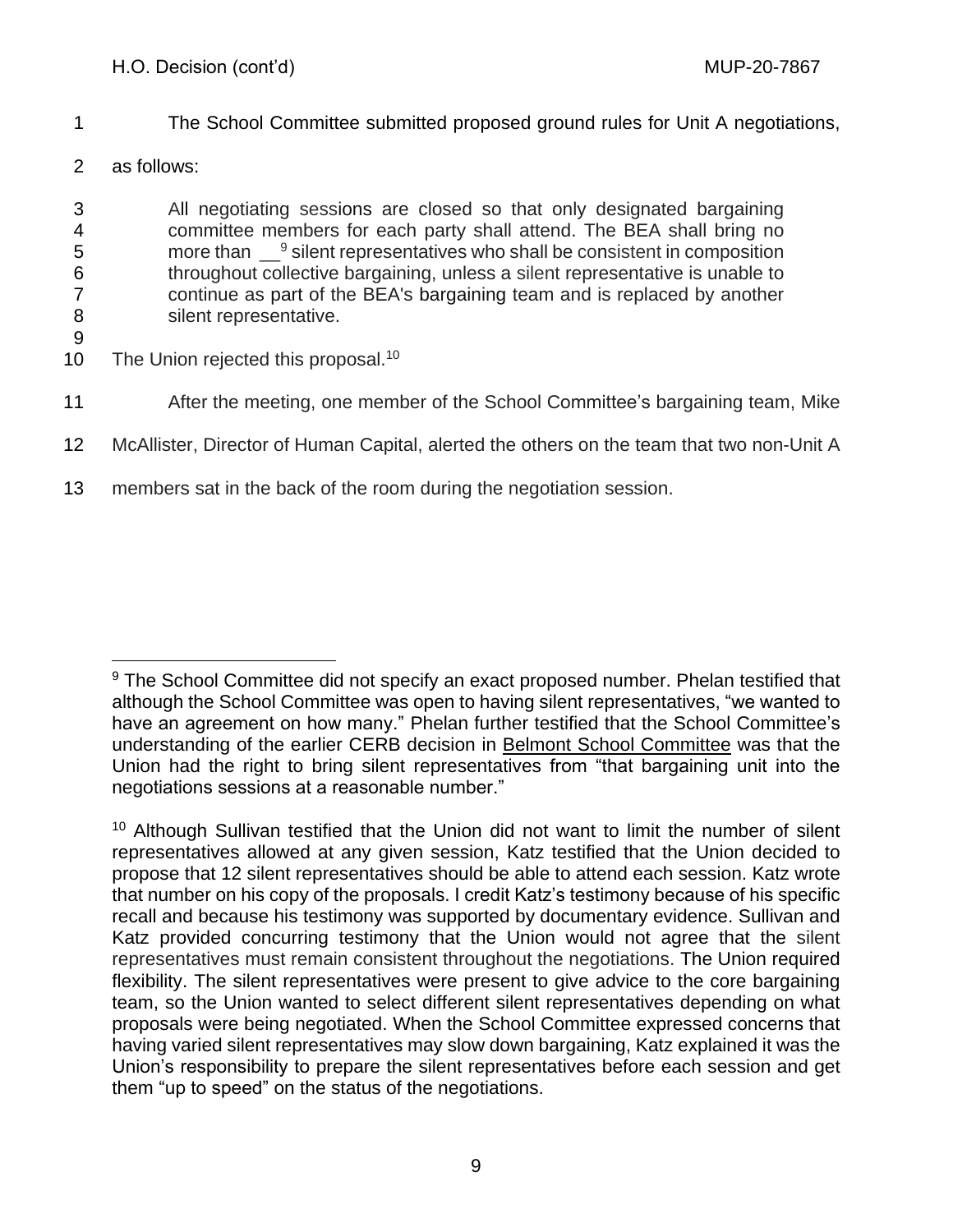The School Committee submitted proposed ground rules for Unit A negotiations, as follows:

> All negotiating sessions are closed so that only designated bargaining committee members for each party shall attend. The BEA shall bring no more than __[9] silent representatives who shall be consistent in composition throughout collective bargaining, unless a silent representative is unable to continue as part of the BEA's bargaining team and is replaced by another silent representative.

The Union rejected this proposal.[10]

After the meeting, one member of the School Committee's bargaining team, Mike McAllister, Director of Human Capital, alerted the others on the team that two non-Unit A members sat in the back of the room during the negotiation session.

---

[9] The School Committee did not specify an exact proposed number. Phelan testified that although the School Committee was open to having silent representatives, "we wanted to have an agreement on how many." Phelan further testified that the School Committee's understanding of the earlier CERB decision in Belmont School Committee was that the Union had the right to bring silent representatives from "that bargaining unit into the negotiations sessions at a reasonable number."

[10] Although Sullivan testified that the Union did not want to limit the number of silent representatives allowed at any given session, Katz testified that the Union decided to propose that 12 silent representatives should be able to attend each session. Katz wrote that number on his copy of the proposals. I credit Katz's testimony because of his specific recall and because his testimony was supported by documentary evidence. Sullivan and Katz provided concurring testimony that the Union would not agree that the silent representatives must remain consistent throughout the negotiations. The Union required flexibility. The silent representatives were present to give advice to the core bargaining team, so the Union wanted to select different silent representatives depending on what proposals were being negotiated. When the School Committee expressed concerns that having varied silent representatives may slow down bargaining, Katz explained it was the Union's responsibility to prepare the silent representatives before each session and get them "up to speed" on the status of the negotiations.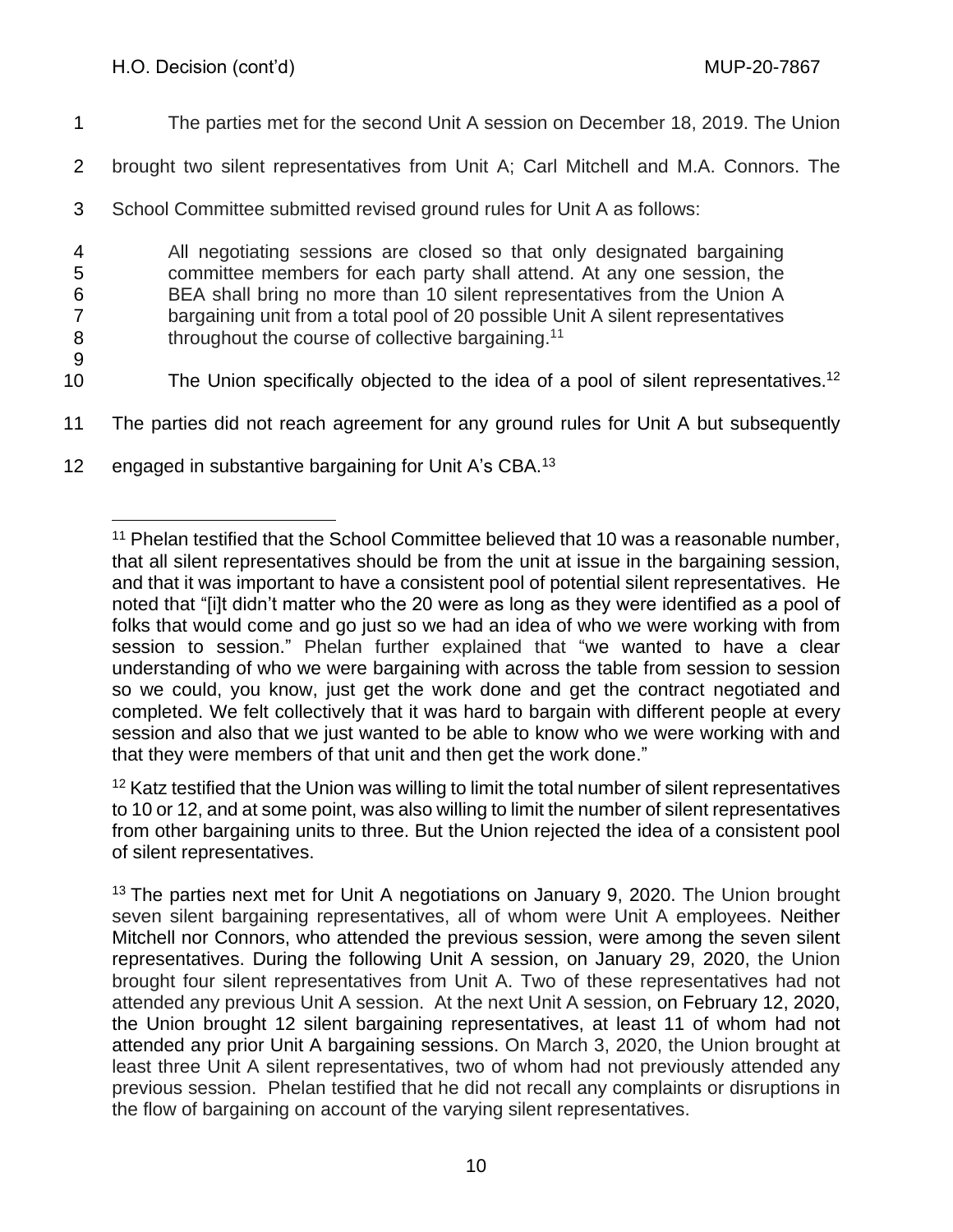The parties met for the second Unit A session on December 18, 2019. The Union brought two silent representatives from Unit A; Carl Mitchell and M.A. Connors. The School Committee submitted revised ground rules for Unit A as follows:

> All negotiating sessions are closed so that only designated bargaining committee members for each party shall attend. At any one session, the BEA shall bring no more than 10 silent representatives from the Union A bargaining unit from a total pool of 20 possible Unit A silent representatives throughout the course of collective bargaining.[11]

The Union specifically objected to the idea of a pool of silent representatives.[12] The parties did not reach agreement for any ground rules for Unit A but subsequently engaged in substantive bargaining for Unit A's CBA.[13]

---

[11] Phelan testified that the School Committee believed that 10 was a reasonable number, that all silent representatives should be from the unit at issue in the bargaining session, and that it was important to have a consistent pool of potential silent representatives. He noted that "[i]t didn't matter who the 20 were as long as they were identified as a pool of folks that would come and go just so we had an idea of who we were working with from session to session." Phelan further explained that "we wanted to have a clear understanding of who we were bargaining with across the table from session to session so we could, you know, just get the work done and get the contract negotiated and completed. We felt collectively that it was hard to bargain with different people at every session and also that we just wanted to be able to know who we were working with and that they were members of that unit and then get the work done."

[12] Katz testified that the Union was willing to limit the total number of silent representatives to 10 or 12, and at some point, was also willing to limit the number of silent representatives from other bargaining units to three. But the Union rejected the idea of a consistent pool of silent representatives.

[13] The parties next met for Unit A negotiations on January 9, 2020. The Union brought seven silent bargaining representatives, all of whom were Unit A employees. Neither Mitchell nor Connors, who attended the previous session, were among the seven silent representatives. During the following Unit A session, on January 29, 2020, the Union brought four silent representatives from Unit A. Two of these representatives had not attended any previous Unit A session. At the next Unit A session, on February 12, 2020, the Union brought 12 silent bargaining representatives, at least 11 of whom had not attended any prior Unit A bargaining sessions. On March 3, 2020, the Union brought at least three Unit A silent representatives, two of whom had not previously attended any previous session. Phelan testified that he did not recall any complaints or disruptions in the flow of bargaining on account of the varying silent representatives.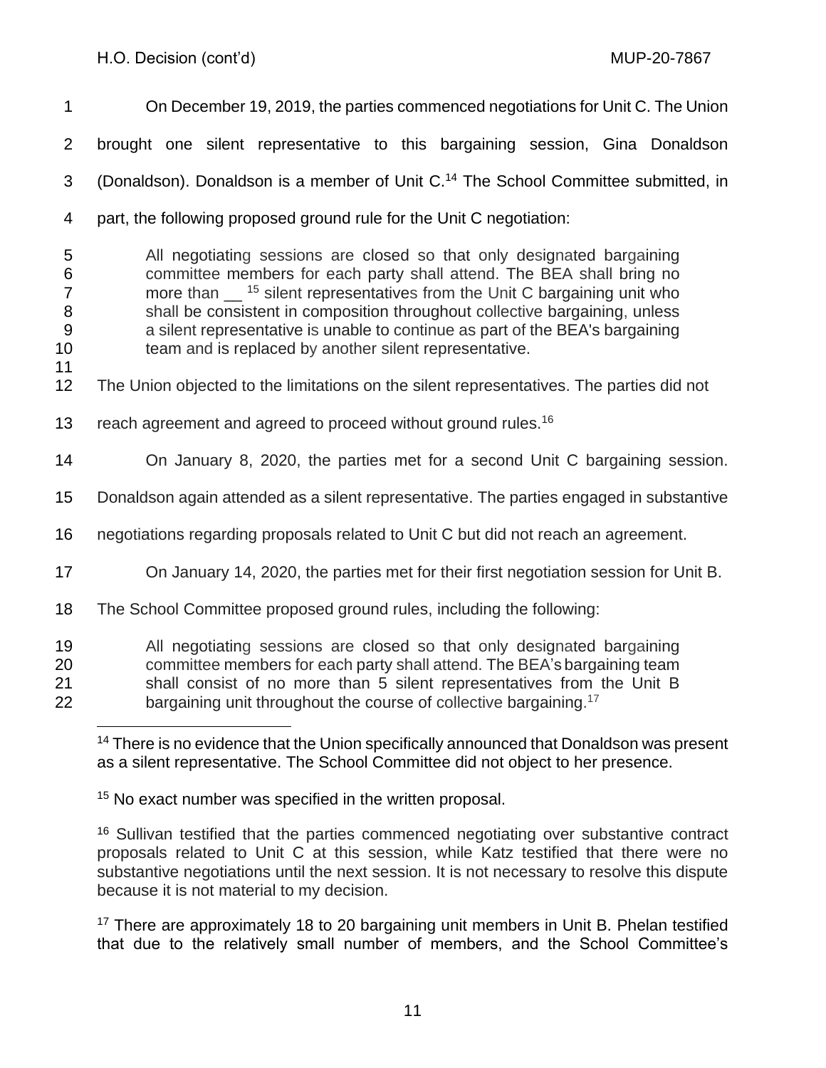On December 19, 2019, the parties commenced negotiations for Unit C. The Union brought one silent representative to this bargaining session, Gina Donaldson (Donaldson). Donaldson is a member of Unit C.[14] The School Committee submitted, in part, the following proposed ground rule for the Unit C negotiation:

> All negotiating sessions are closed so that only designated bargaining committee members for each party shall attend. The BEA shall bring no more than __ [15] silent representatives from the Unit C bargaining unit who shall be consistent in composition throughout collective bargaining, unless a silent representative is unable to continue as part of the BEA's bargaining team and is replaced by another silent representative.

The Union objected to the limitations on the silent representatives. The parties did not reach agreement and agreed to proceed without ground rules.[16]

On January 8, 2020, the parties met for a second Unit C bargaining session. Donaldson again attended as a silent representative. The parties engaged in substantive negotiations regarding proposals related to Unit C but did not reach an agreement.

On January 14, 2020, the parties met for their first negotiation session for Unit B. The School Committee proposed ground rules, including the following:

> All negotiating sessions are closed so that only designated bargaining committee members for each party shall attend. The BEA's bargaining team shall consist of no more than 5 silent representatives from the Unit B bargaining unit throughout the course of collective bargaining.[17]

---

[14] There is no evidence that the Union specifically announced that Donaldson was present as a silent representative. The School Committee did not object to her presence.

[15] No exact number was specified in the written proposal.

[16] Sullivan testified that the parties commenced negotiating over substantive contract proposals related to Unit C at this session, while Katz testified that there were no substantive negotiations until the next session. It is not necessary to resolve this dispute because it is not material to my decision.

[17] There are approximately 18 to 20 bargaining unit members in Unit B. Phelan testified that due to the relatively small number of members, and the School Committee's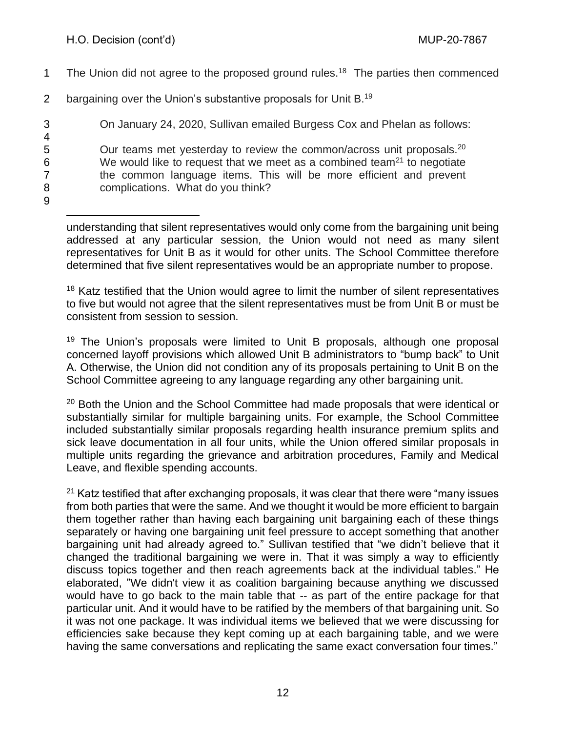The Union did not agree to the proposed ground rules.[18] The parties then commenced bargaining over the Union's substantive proposals for Unit B.[19]

On January 24, 2020, Sullivan emailed Burgess Cox and Phelan as follows:

> Our teams met yesterday to review the common/across unit proposals.[20] We would like to request that we meet as a combined team[21] to negotiate the common language items. This will be more efficient and prevent complications. What do you think?

---

understanding that silent representatives would only come from the bargaining unit being addressed at any particular session, the Union would not need as many silent representatives for Unit B as it would for other units. The School Committee therefore determined that five silent representatives would be an appropriate number to propose.

[18] Katz testified that the Union would agree to limit the number of silent representatives to five but would not agree that the silent representatives must be from Unit B or must be consistent from session to session.

[19] The Union's proposals were limited to Unit B proposals, although one proposal concerned layoff provisions which allowed Unit B administrators to "bump back" to Unit A. Otherwise, the Union did not condition any of its proposals pertaining to Unit B on the School Committee agreeing to any language regarding any other bargaining unit.

[20] Both the Union and the School Committee had made proposals that were identical or substantially similar for multiple bargaining units. For example, the School Committee included substantially similar proposals regarding health insurance premium splits and sick leave documentation in all four units, while the Union offered similar proposals in multiple units regarding the grievance and arbitration procedures, Family and Medical Leave, and flexible spending accounts.

[21] Katz testified that after exchanging proposals, it was clear that there were "many issues from both parties that were the same. And we thought it would be more efficient to bargain them together rather than having each bargaining unit bargaining each of these things separately or having one bargaining unit feel pressure to accept something that another bargaining unit had already agreed to." Sullivan testified that "we didn't believe that it changed the traditional bargaining we were in. That it was simply a way to efficiently discuss topics together and then reach agreements back at the individual tables." He elaborated, "We didn't view it as coalition bargaining because anything we discussed would have to go back to the main table that -- as part of the entire package for that particular unit. And it would have to be ratified by the members of that bargaining unit. So it was not one package. It was individual items we believed that we were discussing for efficiencies sake because they kept coming up at each bargaining table, and we were having the same conversations and replicating the same exact conversation four times."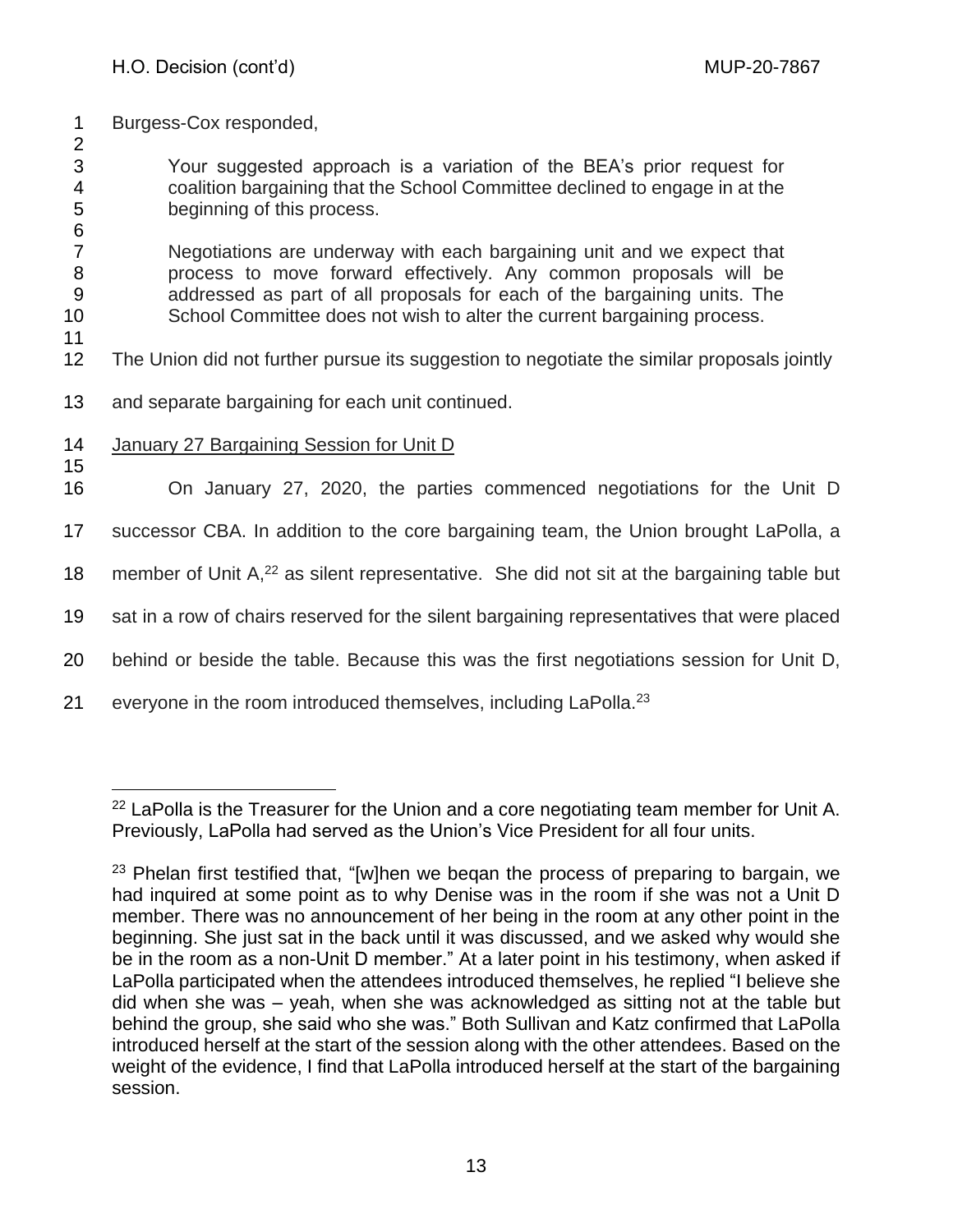Burgess-Cox responded,

> Your suggested approach is a variation of the BEA's prior request for coalition bargaining that the School Committee declined to engage in at the beginning of this process.
>
> Negotiations are underway with each bargaining unit and we expect that process to move forward effectively. Any common proposals will be addressed as part of all proposals for each of the bargaining units. The School Committee does not wish to alter the current bargaining process.

The Union did not further pursue its suggestion to negotiate the similar proposals jointly and separate bargaining for each unit continued.

January 27 Bargaining Session for Unit D

On January 27, 2020, the parties commenced negotiations for the Unit D successor CBA. In addition to the core bargaining team, the Union brought LaPolla, a member of Unit A,[22] as silent representative. She did not sit at the bargaining table but sat in a row of chairs reserved for the silent bargaining representatives that were placed behind or beside the table. Because this was the first negotiations session for Unit D, everyone in the room introduced themselves, including LaPolla.[23]

---

[22] LaPolla is the Treasurer for the Union and a core negotiating team member for Unit A. Previously, LaPolla had served as the Union's Vice President for all four units.

[23] Phelan first testified that, "[w]hen we beqan the process of preparing to bargain, we had inquired at some point as to why Denise was in the room if she was not a Unit D member. There was no announcement of her being in the room at any other point in the beginning. She just sat in the back until it was discussed, and we asked why would she be in the room as a non-Unit D member." At a later point in his testimony, when asked if LaPolla participated when the attendees introduced themselves, he replied "I believe she did when she was – yeah, when she was acknowledged as sitting not at the table but behind the group, she said who she was." Both Sullivan and Katz confirmed that LaPolla introduced herself at the start of the session along with the other attendees. Based on the weight of the evidence, I find that LaPolla introduced herself at the start of the bargaining session.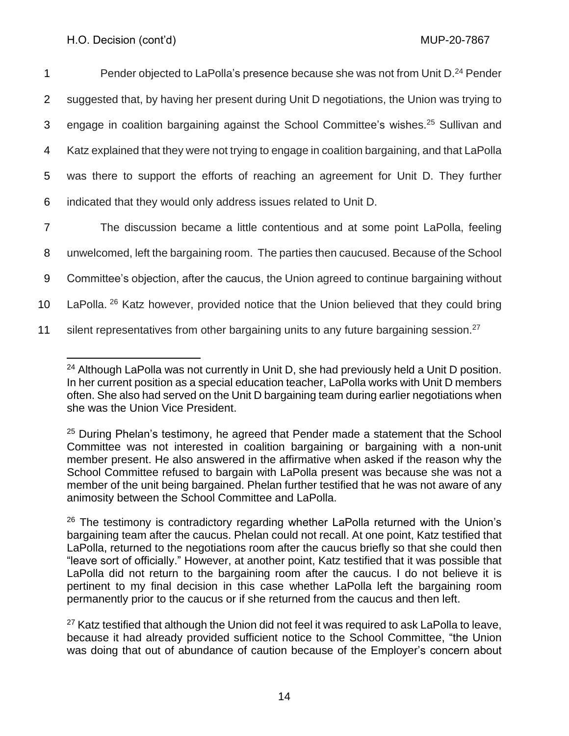Pender objected to LaPolla's presence because she was not from Unit D.[24] Pender suggested that, by having her present during Unit D negotiations, the Union was trying to engage in coalition bargaining against the School Committee's wishes.[25] Sullivan and Katz explained that they were not trying to engage in coalition bargaining, and that LaPolla was there to support the efforts of reaching an agreement for Unit D. They further indicated that they would only address issues related to Unit D.

The discussion became a little contentious and at some point LaPolla, feeling unwelcomed, left the bargaining room. The parties then caucused. Because of the School Committee's objection, after the caucus, the Union agreed to continue bargaining without LaPolla. [26] Katz however, provided notice that the Union believed that they could bring silent representatives from other bargaining units to any future bargaining session.[27]

---

[24] Although LaPolla was not currently in Unit D, she had previously held a Unit D position. In her current position as a special education teacher, LaPolla works with Unit D members often. She also had served on the Unit D bargaining team during earlier negotiations when she was the Union Vice President.

[25] During Phelan's testimony, he agreed that Pender made a statement that the School Committee was not interested in coalition bargaining or bargaining with a non-unit member present. He also answered in the affirmative when asked if the reason why the School Committee refused to bargain with LaPolla present was because she was not a member of the unit being bargained. Phelan further testified that he was not aware of any animosity between the School Committee and LaPolla.

[26] The testimony is contradictory regarding whether LaPolla returned with the Union's bargaining team after the caucus. Phelan could not recall. At one point, Katz testified that LaPolla, returned to the negotiations room after the caucus briefly so that she could then "leave sort of officially." However, at another point, Katz testified that it was possible that LaPolla did not return to the bargaining room after the caucus. I do not believe it is pertinent to my final decision in this case whether LaPolla left the bargaining room permanently prior to the caucus or if she returned from the caucus and then left.

[27] Katz testified that although the Union did not feel it was required to ask LaPolla to leave, because it had already provided sufficient notice to the School Committee, "the Union was doing that out of abundance of caution because of the Employer's concern about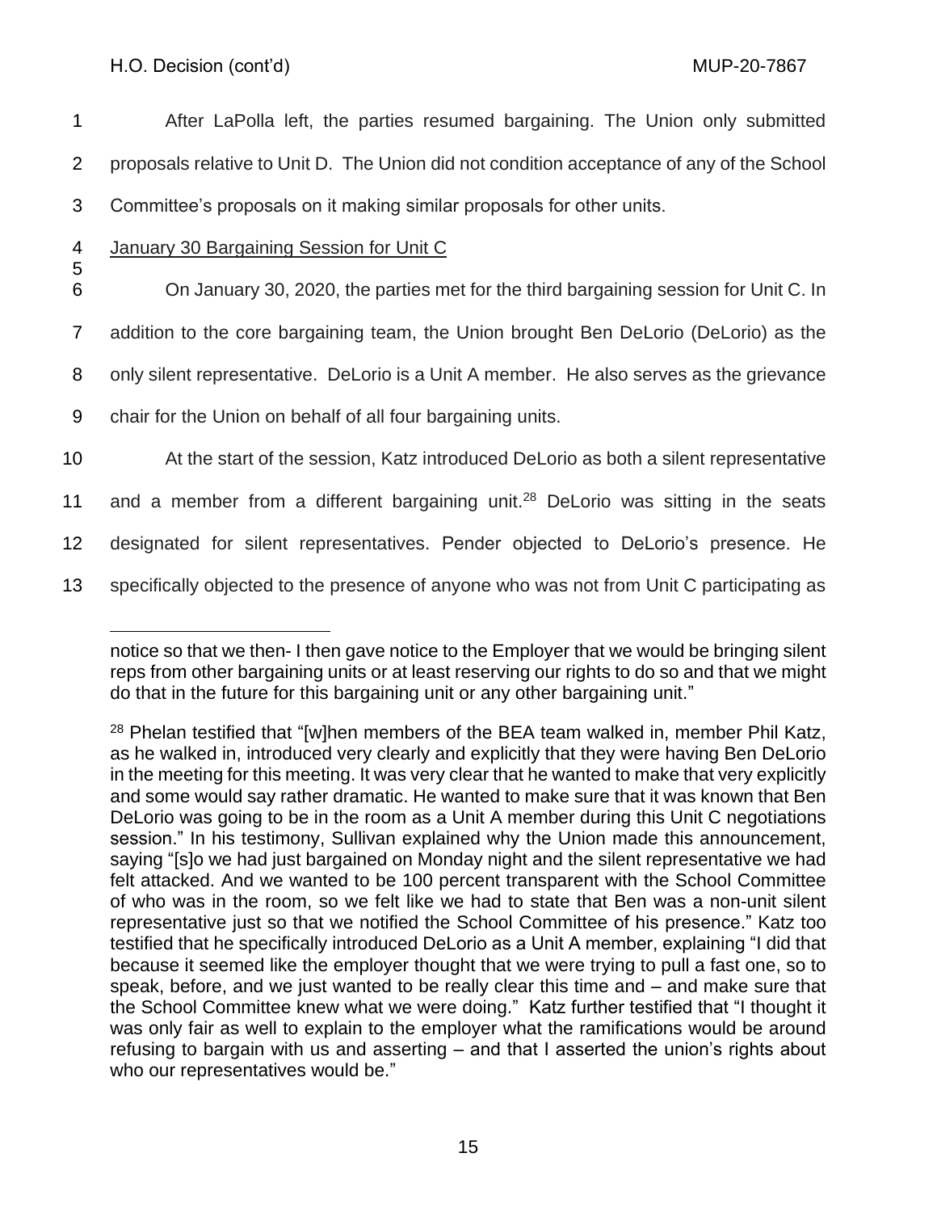After LaPolla left, the parties resumed bargaining. The Union only submitted proposals relative to Unit D. The Union did not condition acceptance of any of the School Committee's proposals on it making similar proposals for other units.

January 30 Bargaining Session for Unit C

On January 30, 2020, the parties met for the third bargaining session for Unit C. In addition to the core bargaining team, the Union brought Ben DeLorio (DeLorio) as the only silent representative. DeLorio is a Unit A member. He also serves as the grievance chair for the Union on behalf of all four bargaining units.

At the start of the session, Katz introduced DeLorio as both a silent representative and a member from a different bargaining unit.[28] DeLorio was sitting in the seats designated for silent representatives. Pender objected to DeLorio's presence. He specifically objected to the presence of anyone who was not from Unit C participating as

---

notice so that we then- I then gave notice to the Employer that we would be bringing silent reps from other bargaining units or at least reserving our rights to do so and that we might do that in the future for this bargaining unit or any other bargaining unit."

[28] Phelan testified that "[w]hen members of the BEA team walked in, member Phil Katz, as he walked in, introduced very clearly and explicitly that they were having Ben DeLorio in the meeting for this meeting. It was very clear that he wanted to make that very explicitly and some would say rather dramatic. He wanted to make sure that it was known that Ben DeLorio was going to be in the room as a Unit A member during this Unit C negotiations session." In his testimony, Sullivan explained why the Union made this announcement, saying "[s]o we had just bargained on Monday night and the silent representative we had felt attacked. And we wanted to be 100 percent transparent with the School Committee of who was in the room, so we felt like we had to state that Ben was a non-unit silent representative just so that we notified the School Committee of his presence." Katz too testified that he specifically introduced DeLorio as a Unit A member, explaining "I did that because it seemed like the employer thought that we were trying to pull a fast one, so to speak, before, and we just wanted to be really clear this time and – and make sure that the School Committee knew what we were doing." Katz further testified that "I thought it was only fair as well to explain to the employer what the ramifications would be around refusing to bargain with us and asserting – and that I asserted the union's rights about who our representatives would be."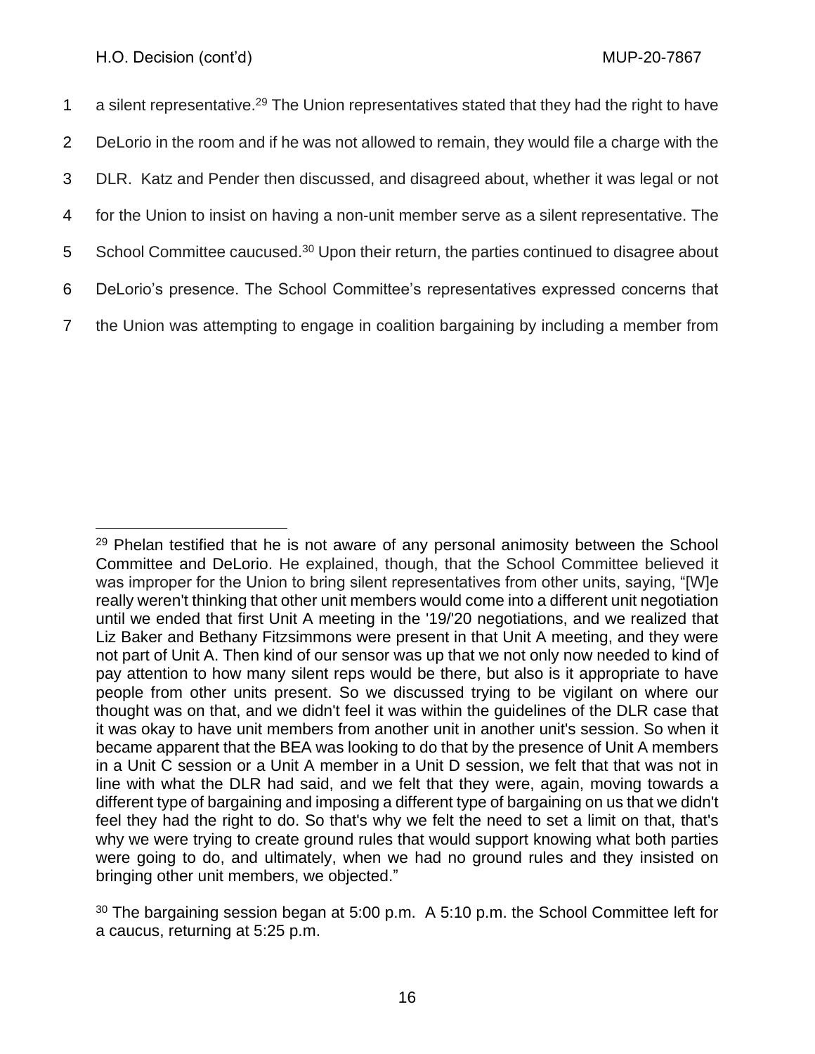a silent representative.[29] The Union representatives stated that they had the right to have DeLorio in the room and if he was not allowed to remain, they would file a charge with the DLR. Katz and Pender then discussed, and disagreed about, whether it was legal or not for the Union to insist on having a non-unit member serve as a silent representative. The School Committee caucused.[30] Upon their return, the parties continued to disagree about DeLorio's presence. The School Committee's representatives expressed concerns that the Union was attempting to engage in coalition bargaining by including a member from

---

[29] Phelan testified that he is not aware of any personal animosity between the School Committee and DeLorio. He explained, though, that the School Committee believed it was improper for the Union to bring silent representatives from other units, saying, "[W]e really weren't thinking that other unit members would come into a different unit negotiation until we ended that first Unit A meeting in the '19/'20 negotiations, and we realized that Liz Baker and Bethany Fitzsimmons were present in that Unit A meeting, and they were not part of Unit A. Then kind of our sensor was up that we not only now needed to kind of pay attention to how many silent reps would be there, but also is it appropriate to have people from other units present. So we discussed trying to be vigilant on where our thought was on that, and we didn't feel it was within the guidelines of the DLR case that it was okay to have unit members from another unit in another unit's session. So when it became apparent that the BEA was looking to do that by the presence of Unit A members in a Unit C session or a Unit A member in a Unit D session, we felt that that was not in line with what the DLR had said, and we felt that they were, again, moving towards a different type of bargaining and imposing a different type of bargaining on us that we didn't feel they had the right to do. So that's why we felt the need to set a limit on that, that's why we were trying to create ground rules that would support knowing what both parties were going to do, and ultimately, when we had no ground rules and they insisted on bringing other unit members, we objected."

[30] The bargaining session began at 5:00 p.m. A 5:10 p.m. the School Committee left for a caucus, returning at 5:25 p.m.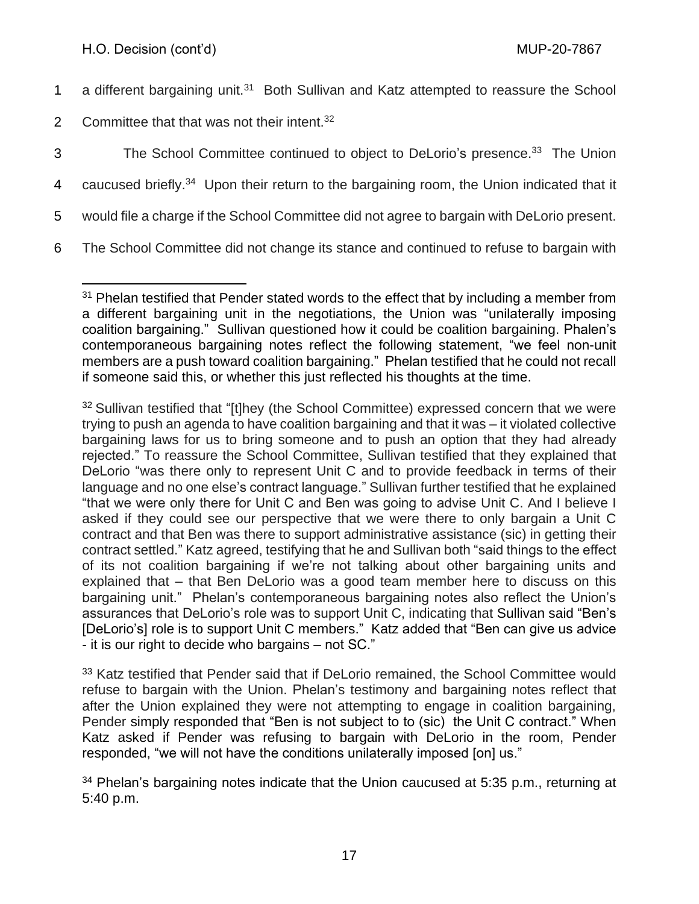a different bargaining unit.[31] Both Sullivan and Katz attempted to reassure the School Committee that that was not their intent.[32]

The School Committee continued to object to DeLorio's presence.[33] The Union caucused briefly.[34] Upon their return to the bargaining room, the Union indicated that it would file a charge if the School Committee did not agree to bargain with DeLorio present. The School Committee did not change its stance and continued to refuse to bargain with

---

[31] Phelan testified that Pender stated words to the effect that by including a member from a different bargaining unit in the negotiations, the Union was "unilaterally imposing coalition bargaining." Sullivan questioned how it could be coalition bargaining. Phalen's contemporaneous bargaining notes reflect the following statement, "we feel non-unit members are a push toward coalition bargaining." Phelan testified that he could not recall if someone said this, or whether this just reflected his thoughts at the time.

[32] Sullivan testified that "[t]hey (the School Committee) expressed concern that we were trying to push an agenda to have coalition bargaining and that it was – it violated collective bargaining laws for us to bring someone and to push an option that they had already rejected." To reassure the School Committee, Sullivan testified that they explained that DeLorio "was there only to represent Unit C and to provide feedback in terms of their language and no one else's contract language." Sullivan further testified that he explained "that we were only there for Unit C and Ben was going to advise Unit C. And I believe I asked if they could see our perspective that we were there to only bargain a Unit C contract and that Ben was there to support administrative assistance (sic) in getting their contract settled." Katz agreed, testifying that he and Sullivan both "said things to the effect of its not coalition bargaining if we're not talking about other bargaining units and explained that – that Ben DeLorio was a good team member here to discuss on this bargaining unit." Phelan's contemporaneous bargaining notes also reflect the Union's assurances that DeLorio's role was to support Unit C, indicating that Sullivan said "Ben's [DeLorio's] role is to support Unit C members." Katz added that "Ben can give us advice - it is our right to decide who bargains – not SC."

[33] Katz testified that Pender said that if DeLorio remained, the School Committee would refuse to bargain with the Union. Phelan's testimony and bargaining notes reflect that after the Union explained they were not attempting to engage in coalition bargaining, Pender simply responded that "Ben is not subject to to (sic) the Unit C contract." When Katz asked if Pender was refusing to bargain with DeLorio in the room, Pender responded, "we will not have the conditions unilaterally imposed [on] us."

[34] Phelan's bargaining notes indicate that the Union caucused at 5:35 p.m., returning at 5:40 p.m.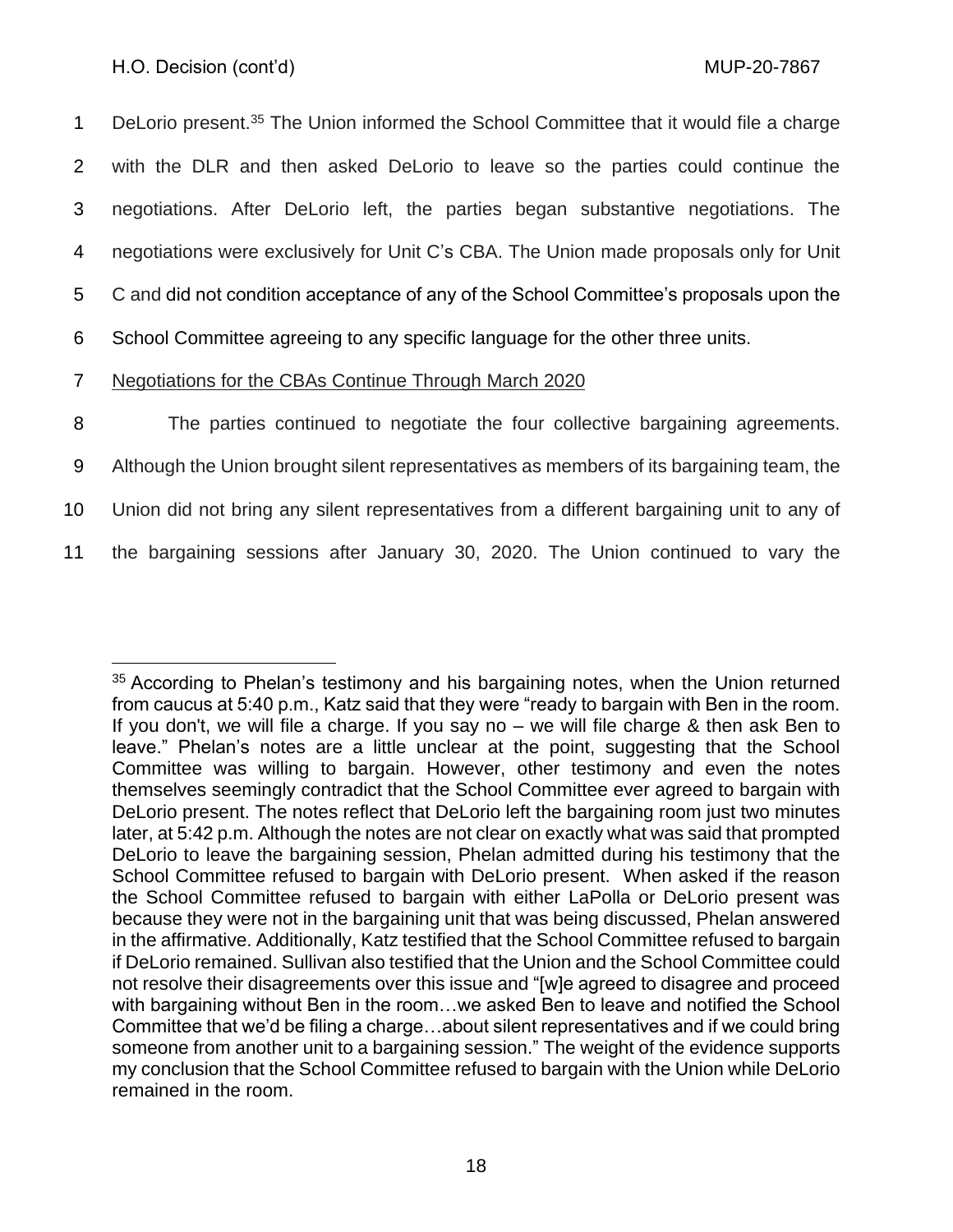DeLorio present.[35] The Union informed the School Committee that it would file a charge with the DLR and then asked DeLorio to leave so the parties could continue the negotiations. After DeLorio left, the parties began substantive negotiations. The negotiations were exclusively for Unit C's CBA. The Union made proposals only for Unit C and did not condition acceptance of any of the School Committee's proposals upon the School Committee agreeing to any specific language for the other three units.

Negotiations for the CBAs Continue Through March 2020

The parties continued to negotiate the four collective bargaining agreements. Although the Union brought silent representatives as members of its bargaining team, the Union did not bring any silent representatives from a different bargaining unit to any of the bargaining sessions after January 30, 2020. The Union continued to vary the

---

[35] According to Phelan's testimony and his bargaining notes, when the Union returned from caucus at 5:40 p.m., Katz said that they were "ready to bargain with Ben in the room. If you don't, we will file a charge. If you say no – we will file charge & then ask Ben to leave." Phelan's notes are a little unclear at the point, suggesting that the School Committee was willing to bargain. However, other testimony and even the notes themselves seemingly contradict that the School Committee ever agreed to bargain with DeLorio present. The notes reflect that DeLorio left the bargaining room just two minutes later, at 5:42 p.m. Although the notes are not clear on exactly what was said that prompted DeLorio to leave the bargaining session, Phelan admitted during his testimony that the School Committee refused to bargain with DeLorio present. When asked if the reason the School Committee refused to bargain with either LaPolla or DeLorio present was because they were not in the bargaining unit that was being discussed, Phelan answered in the affirmative. Additionally, Katz testified that the School Committee refused to bargain if DeLorio remained. Sullivan also testified that the Union and the School Committee could not resolve their disagreements over this issue and "[w]e agreed to disagree and proceed with bargaining without Ben in the room…we asked Ben to leave and notified the School Committee that we'd be filing a charge…about silent representatives and if we could bring someone from another unit to a bargaining session." The weight of the evidence supports my conclusion that the School Committee refused to bargain with the Union while DeLorio remained in the room.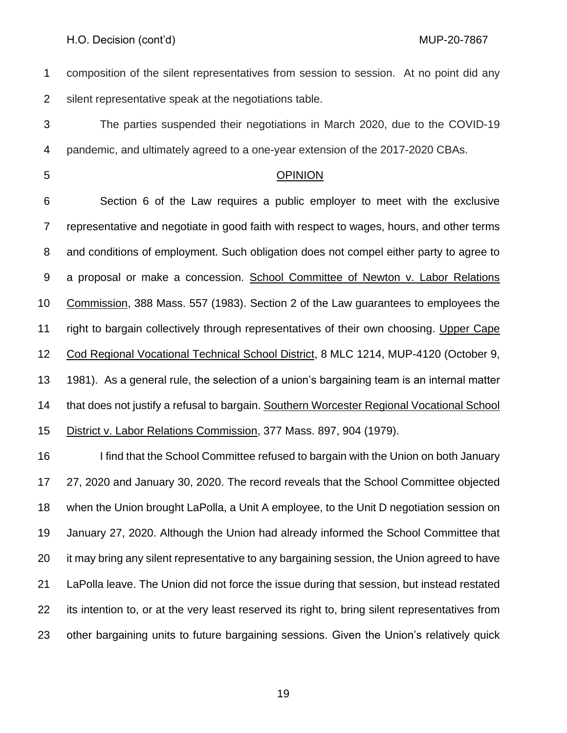composition of the silent representatives from session to session. At no point did any silent representative speak at the negotiations table.

The parties suspended their negotiations in March 2020, due to the COVID-19 pandemic, and ultimately agreed to a one-year extension of the 2017-2020 CBAs.

## OPINION

Section 6 of the Law requires a public employer to meet with the exclusive representative and negotiate in good faith with respect to wages, hours, and other terms and conditions of employment. Such obligation does not compel either party to agree to a proposal or make a concession. School Committee of Newton v. Labor Relations Commission, 388 Mass. 557 (1983). Section 2 of the Law guarantees to employees the right to bargain collectively through representatives of their own choosing. Upper Cape Cod Regional Vocational Technical School District, 8 MLC 1214, MUP-4120 (October 9, 1981). As a general rule, the selection of a union's bargaining team is an internal matter that does not justify a refusal to bargain. Southern Worcester Regional Vocational School District v. Labor Relations Commission, 377 Mass. 897, 904 (1979).

I find that the School Committee refused to bargain with the Union on both January 27, 2020 and January 30, 2020. The record reveals that the School Committee objected when the Union brought LaPolla, a Unit A employee, to the Unit D negotiation session on January 27, 2020. Although the Union had already informed the School Committee that it may bring any silent representative to any bargaining session, the Union agreed to have LaPolla leave. The Union did not force the issue during that session, but instead restated its intention to, or at the very least reserved its right to, bring silent representatives from other bargaining units to future bargaining sessions. Given the Union's relatively quick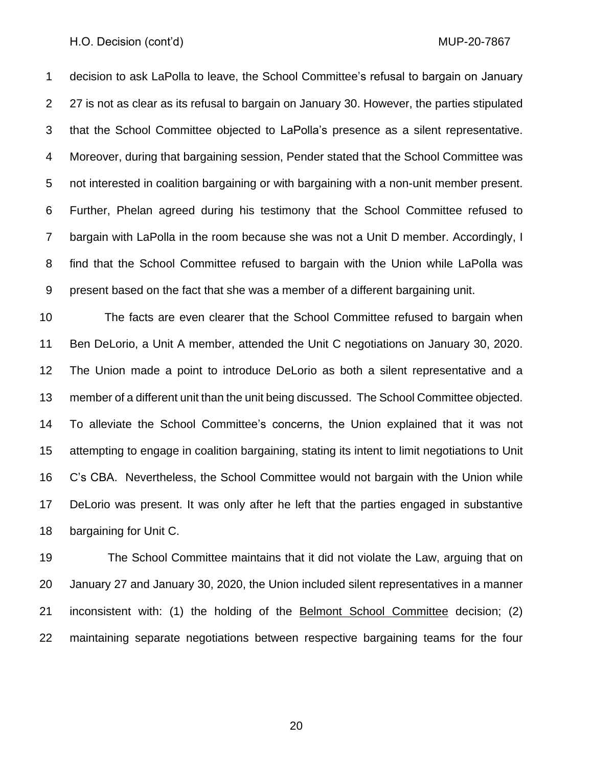decision to ask LaPolla to leave, the School Committee's refusal to bargain on January 27 is not as clear as its refusal to bargain on January 30. However, the parties stipulated that the School Committee objected to LaPolla's presence as a silent representative. Moreover, during that bargaining session, Pender stated that the School Committee was not interested in coalition bargaining or with bargaining with a non-unit member present. Further, Phelan agreed during his testimony that the School Committee refused to bargain with LaPolla in the room because she was not a Unit D member. Accordingly, I find that the School Committee refused to bargain with the Union while LaPolla was present based on the fact that she was a member of a different bargaining unit.

The facts are even clearer that the School Committee refused to bargain when Ben DeLorio, a Unit A member, attended the Unit C negotiations on January 30, 2020. The Union made a point to introduce DeLorio as both a silent representative and a member of a different unit than the unit being discussed. The School Committee objected. To alleviate the School Committee's concerns, the Union explained that it was not attempting to engage in coalition bargaining, stating its intent to limit negotiations to Unit C's CBA. Nevertheless, the School Committee would not bargain with the Union while DeLorio was present. It was only after he left that the parties engaged in substantive bargaining for Unit C.

The School Committee maintains that it did not violate the Law, arguing that on January 27 and January 30, 2020, the Union included silent representatives in a manner inconsistent with: (1) the holding of the Belmont School Committee decision; (2) maintaining separate negotiations between respective bargaining teams for the four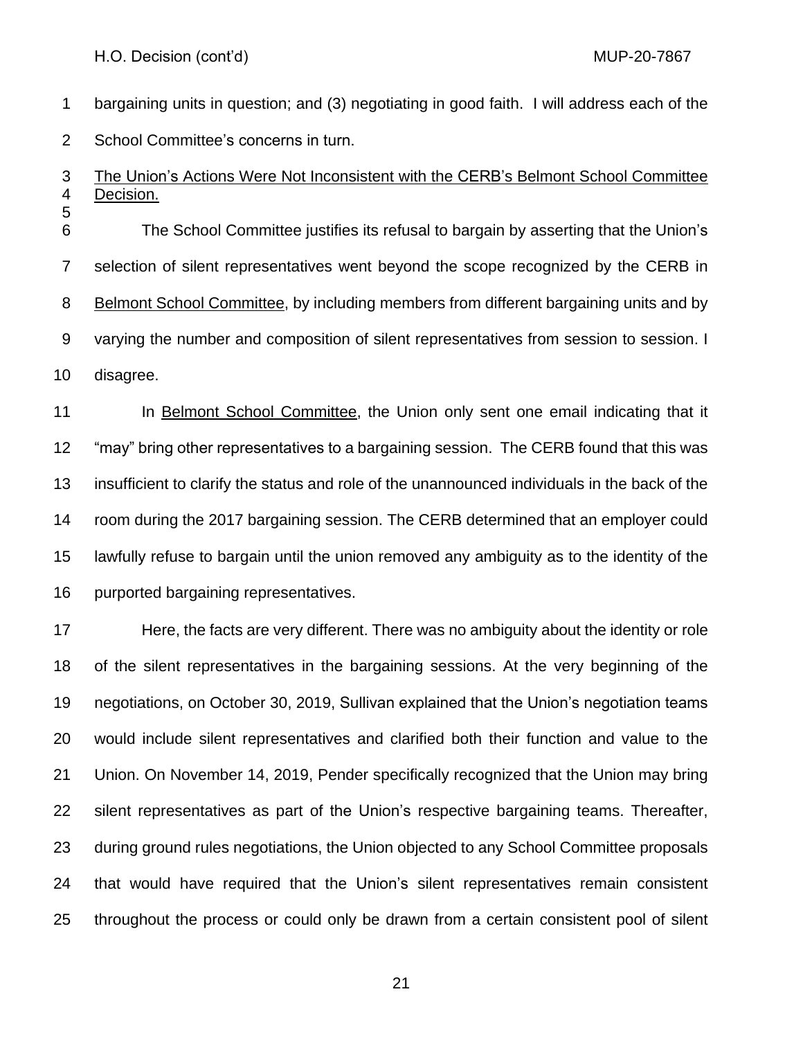bargaining units in question; and (3) negotiating in good faith. I will address each of the School Committee's concerns in turn.

The Union's Actions Were Not Inconsistent with the CERB's Belmont School Committee Decision.

The School Committee justifies its refusal to bargain by asserting that the Union's selection of silent representatives went beyond the scope recognized by the CERB in Belmont School Committee, by including members from different bargaining units and by varying the number and composition of silent representatives from session to session. I disagree.

In Belmont School Committee, the Union only sent one email indicating that it "may" bring other representatives to a bargaining session. The CERB found that this was insufficient to clarify the status and role of the unannounced individuals in the back of the room during the 2017 bargaining session. The CERB determined that an employer could lawfully refuse to bargain until the union removed any ambiguity as to the identity of the purported bargaining representatives.

Here, the facts are very different. There was no ambiguity about the identity or role of the silent representatives in the bargaining sessions. At the very beginning of the negotiations, on October 30, 2019, Sullivan explained that the Union's negotiation teams would include silent representatives and clarified both their function and value to the Union. On November 14, 2019, Pender specifically recognized that the Union may bring silent representatives as part of the Union's respective bargaining teams. Thereafter, during ground rules negotiations, the Union objected to any School Committee proposals that would have required that the Union's silent representatives remain consistent throughout the process or could only be drawn from a certain consistent pool of silent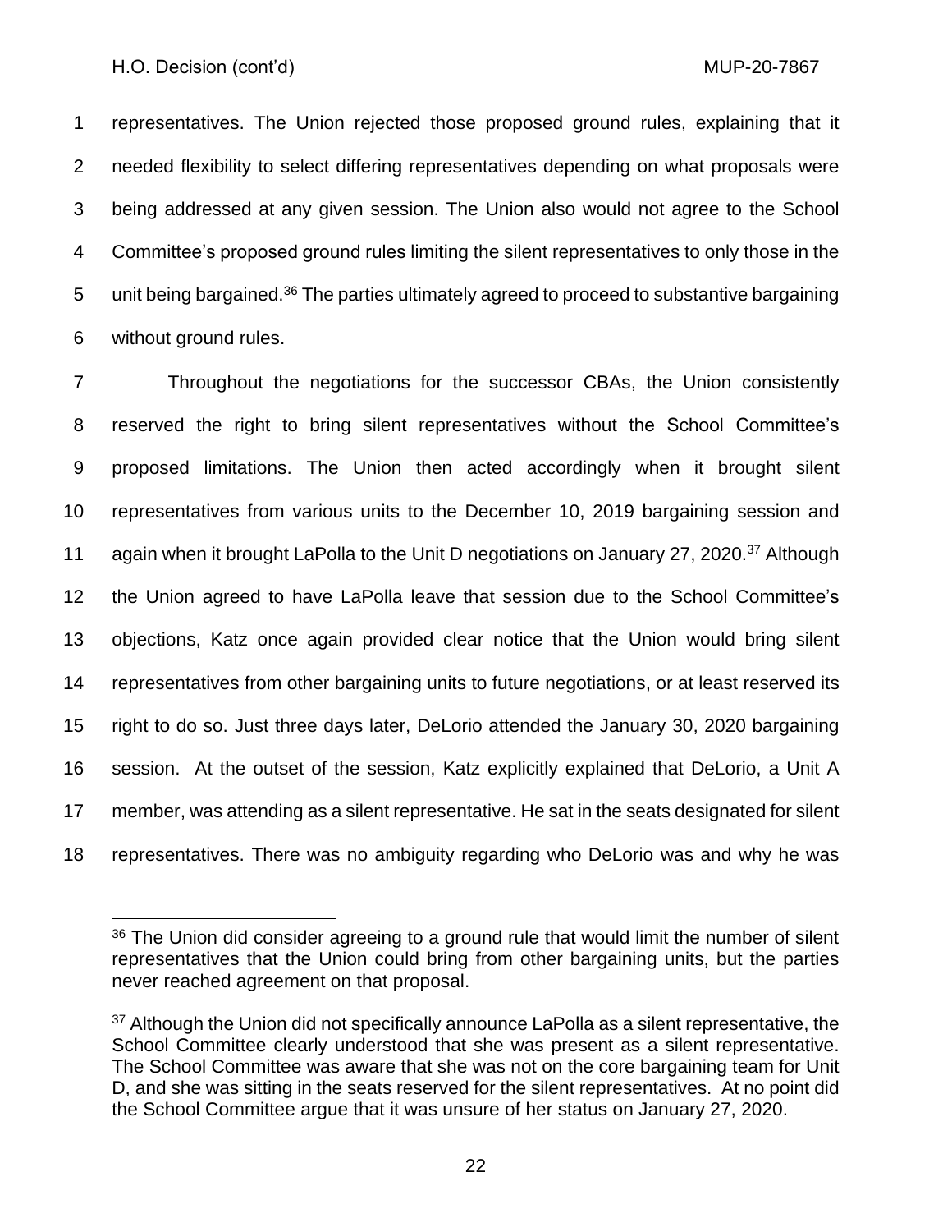representatives. The Union rejected those proposed ground rules, explaining that it needed flexibility to select differing representatives depending on what proposals were being addressed at any given session. The Union also would not agree to the School Committee's proposed ground rules limiting the silent representatives to only those in the unit being bargained.[36] The parties ultimately agreed to proceed to substantive bargaining without ground rules.

Throughout the negotiations for the successor CBAs, the Union consistently reserved the right to bring silent representatives without the School Committee's proposed limitations. The Union then acted accordingly when it brought silent representatives from various units to the December 10, 2019 bargaining session and again when it brought LaPolla to the Unit D negotiations on January 27, 2020.[37] Although the Union agreed to have LaPolla leave that session due to the School Committee's objections, Katz once again provided clear notice that the Union would bring silent representatives from other bargaining units to future negotiations, or at least reserved its right to do so. Just three days later, DeLorio attended the January 30, 2020 bargaining session. At the outset of the session, Katz explicitly explained that DeLorio, a Unit A member, was attending as a silent representative. He sat in the seats designated for silent representatives. There was no ambiguity regarding who DeLorio was and why he was

---

[36] The Union did consider agreeing to a ground rule that would limit the number of silent representatives that the Union could bring from other bargaining units, but the parties never reached agreement on that proposal.

[37] Although the Union did not specifically announce LaPolla as a silent representative, the School Committee clearly understood that she was present as a silent representative. The School Committee was aware that she was not on the core bargaining team for Unit D, and she was sitting in the seats reserved for the silent representatives. At no point did the School Committee argue that it was unsure of her status on January 27, 2020.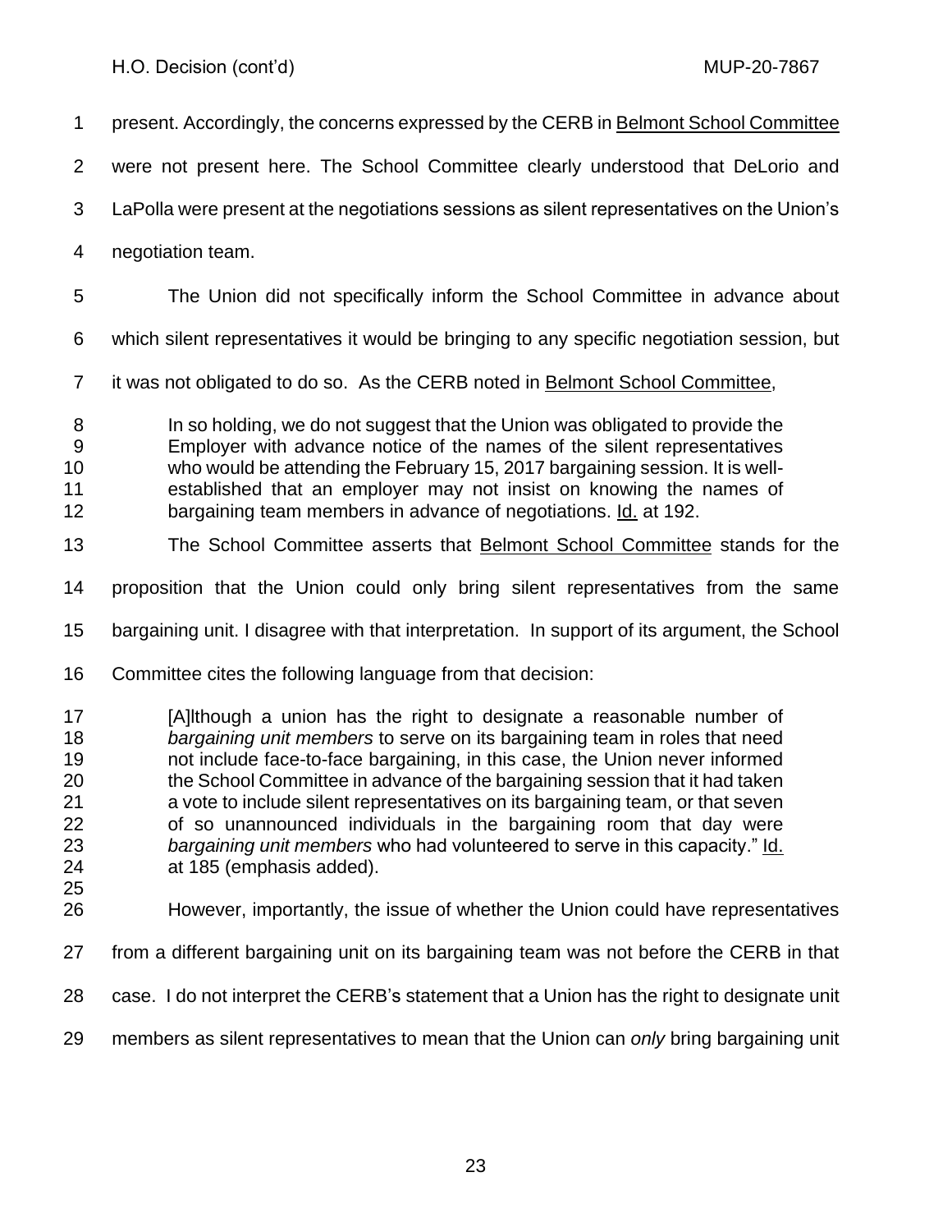present. Accordingly, the concerns expressed by the CERB in Belmont School Committee were not present here. The School Committee clearly understood that DeLorio and LaPolla were present at the negotiations sessions as silent representatives on the Union's negotiation team.

The Union did not specifically inform the School Committee in advance about which silent representatives it would be bringing to any specific negotiation session, but it was not obligated to do so. As the CERB noted in Belmont School Committee,

> In so holding, we do not suggest that the Union was obligated to provide the Employer with advance notice of the names of the silent representatives who would be attending the February 15, 2017 bargaining session. It is well-established that an employer may not insist on knowing the names of bargaining team members in advance of negotiations. Id. at 192.

The School Committee asserts that Belmont School Committee stands for the proposition that the Union could only bring silent representatives from the same bargaining unit. I disagree with that interpretation. In support of its argument, the School Committee cites the following language from that decision:

> [A]lthough a union has the right to designate a reasonable number of *bargaining unit members* to serve on its bargaining team in roles that need not include face-to-face bargaining, in this case, the Union never informed the School Committee in advance of the bargaining session that it had taken a vote to include silent representatives on its bargaining team, or that seven of so unannounced individuals in the bargaining room that day were *bargaining unit members* who had volunteered to serve in this capacity." Id. at 185 (emphasis added).

However, importantly, the issue of whether the Union could have representatives from a different bargaining unit on its bargaining team was not before the CERB in that case. I do not interpret the CERB's statement that a Union has the right to designate unit members as silent representatives to mean that the Union can *only* bring bargaining unit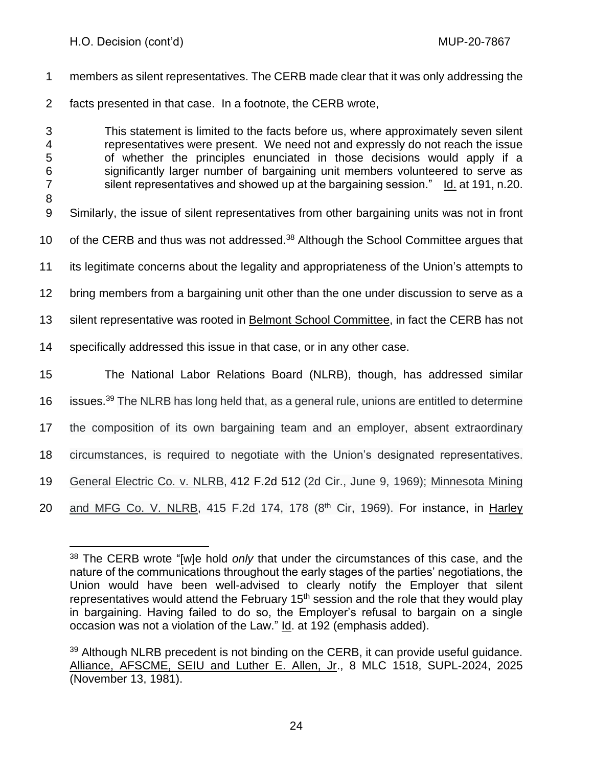members as silent representatives. The CERB made clear that it was only addressing the facts presented in that case. In a footnote, the CERB wrote,

> This statement is limited to the facts before us, where approximately seven silent representatives were present. We need not and expressly do not reach the issue of whether the principles enunciated in those decisions would apply if a significantly larger number of bargaining unit members volunteered to serve as silent representatives and showed up at the bargaining session." Id. at 191, n.20.

Similarly, the issue of silent representatives from other bargaining units was not in front of the CERB and thus was not addressed.[38] Although the School Committee argues that its legitimate concerns about the legality and appropriateness of the Union's attempts to bring members from a bargaining unit other than the one under discussion to serve as a silent representative was rooted in Belmont School Committee, in fact the CERB has not specifically addressed this issue in that case, or in any other case.

The National Labor Relations Board (NLRB), though, has addressed similar issues.[39] The NLRB has long held that, as a general rule, unions are entitled to determine the composition of its own bargaining team and an employer, absent extraordinary circumstances, is required to negotiate with the Union's designated representatives. General Electric Co. v. NLRB, 412 F.2d 512 (2d Cir., June 9, 1969); Minnesota Mining and MFG Co. V. NLRB, 415 F.2d 174, 178 (8th Cir, 1969). For instance, in Harley

---

[38] The CERB wrote "[w]e hold *only* that under the circumstances of this case, and the nature of the communications throughout the early stages of the parties' negotiations, the Union would have been well-advised to clearly notify the Employer that silent representatives would attend the February 15th session and the role that they would play in bargaining. Having failed to do so, the Employer's refusal to bargain on a single occasion was not a violation of the Law." Id. at 192 (emphasis added).

[39] Although NLRB precedent is not binding on the CERB, it can provide useful guidance. Alliance, AFSCME, SEIU and Luther E. Allen, Jr., 8 MLC 1518, SUPL-2024, 2025 (November 13, 1981).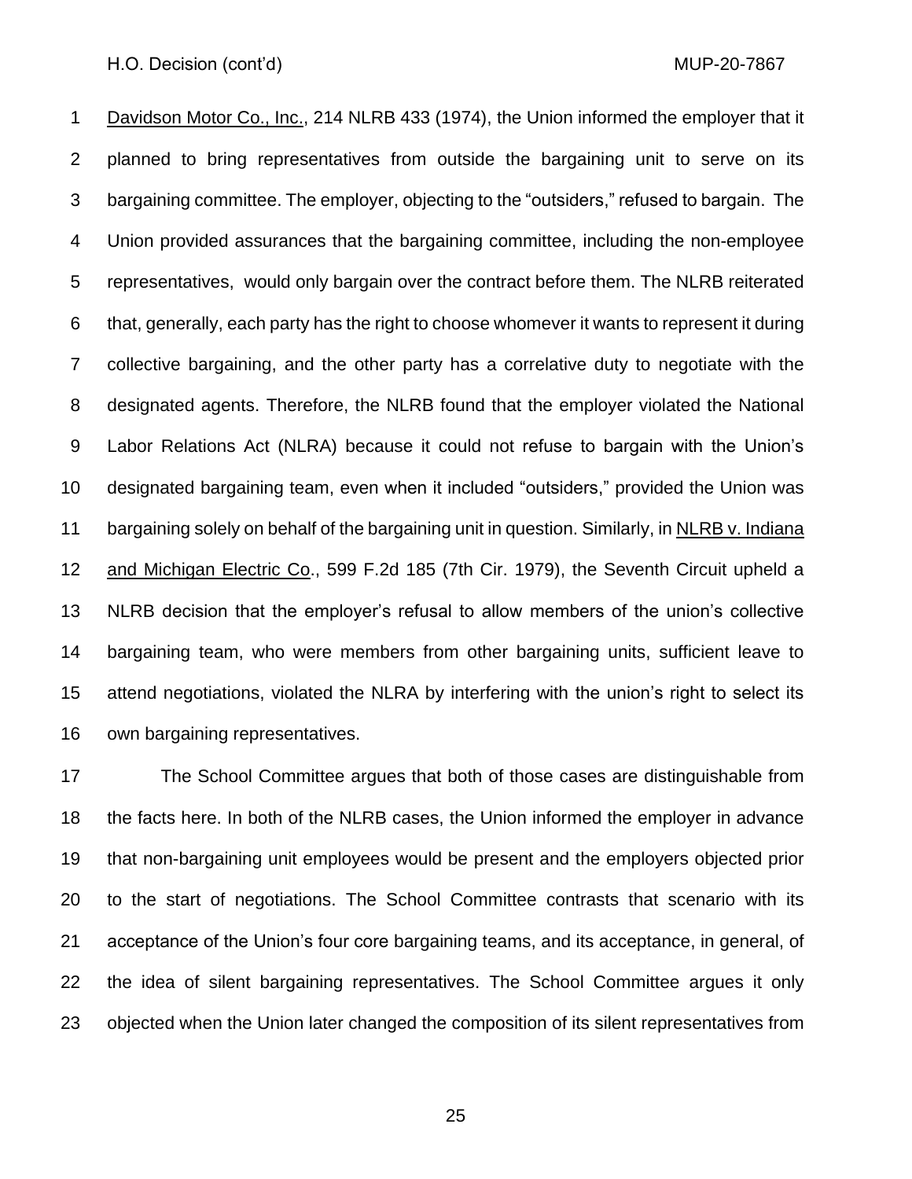Davidson Motor Co., Inc., 214 NLRB 433 (1974), the Union informed the employer that it planned to bring representatives from outside the bargaining unit to serve on its bargaining committee. The employer, objecting to the "outsiders," refused to bargain. The Union provided assurances that the bargaining committee, including the non-employee representatives, would only bargain over the contract before them. The NLRB reiterated that, generally, each party has the right to choose whomever it wants to represent it during collective bargaining, and the other party has a correlative duty to negotiate with the designated agents. Therefore, the NLRB found that the employer violated the National Labor Relations Act (NLRA) because it could not refuse to bargain with the Union's designated bargaining team, even when it included "outsiders," provided the Union was bargaining solely on behalf of the bargaining unit in question. Similarly, in NLRB v. Indiana and Michigan Electric Co., 599 F.2d 185 (7th Cir. 1979), the Seventh Circuit upheld a NLRB decision that the employer's refusal to allow members of the union's collective bargaining team, who were members from other bargaining units, sufficient leave to attend negotiations, violated the NLRA by interfering with the union's right to select its own bargaining representatives.

The School Committee argues that both of those cases are distinguishable from the facts here. In both of the NLRB cases, the Union informed the employer in advance that non-bargaining unit employees would be present and the employers objected prior to the start of negotiations. The School Committee contrasts that scenario with its acceptance of the Union's four core bargaining teams, and its acceptance, in general, of the idea of silent bargaining representatives. The School Committee argues it only objected when the Union later changed the composition of its silent representatives from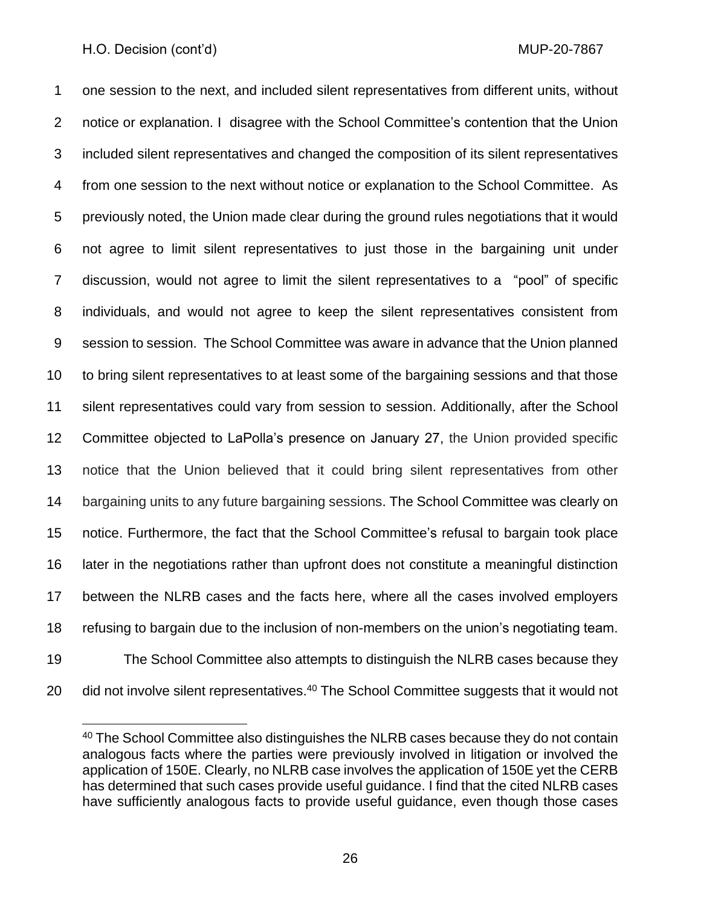one session to the next, and included silent representatives from different units, without notice or explanation. I disagree with the School Committee's contention that the Union included silent representatives and changed the composition of its silent representatives from one session to the next without notice or explanation to the School Committee. As previously noted, the Union made clear during the ground rules negotiations that it would not agree to limit silent representatives to just those in the bargaining unit under discussion, would not agree to limit the silent representatives to a "pool" of specific individuals, and would not agree to keep the silent representatives consistent from session to session. The School Committee was aware in advance that the Union planned to bring silent representatives to at least some of the bargaining sessions and that those silent representatives could vary from session to session. Additionally, after the School Committee objected to LaPolla's presence on January 27, the Union provided specific notice that the Union believed that it could bring silent representatives from other bargaining units to any future bargaining sessions. The School Committee was clearly on notice. Furthermore, the fact that the School Committee's refusal to bargain took place later in the negotiations rather than upfront does not constitute a meaningful distinction between the NLRB cases and the facts here, where all the cases involved employers refusing to bargain due to the inclusion of non-members on the union's negotiating team.

The School Committee also attempts to distinguish the NLRB cases because they did not involve silent representatives.[40] The School Committee suggests that it would not

[40] The School Committee also distinguishes the NLRB cases because they do not contain analogous facts where the parties were previously involved in litigation or involved the application of 150E. Clearly, no NLRB case involves the application of 150E yet the CERB has determined that such cases provide useful guidance. I find that the cited NLRB cases have sufficiently analogous facts to provide useful guidance, even though those cases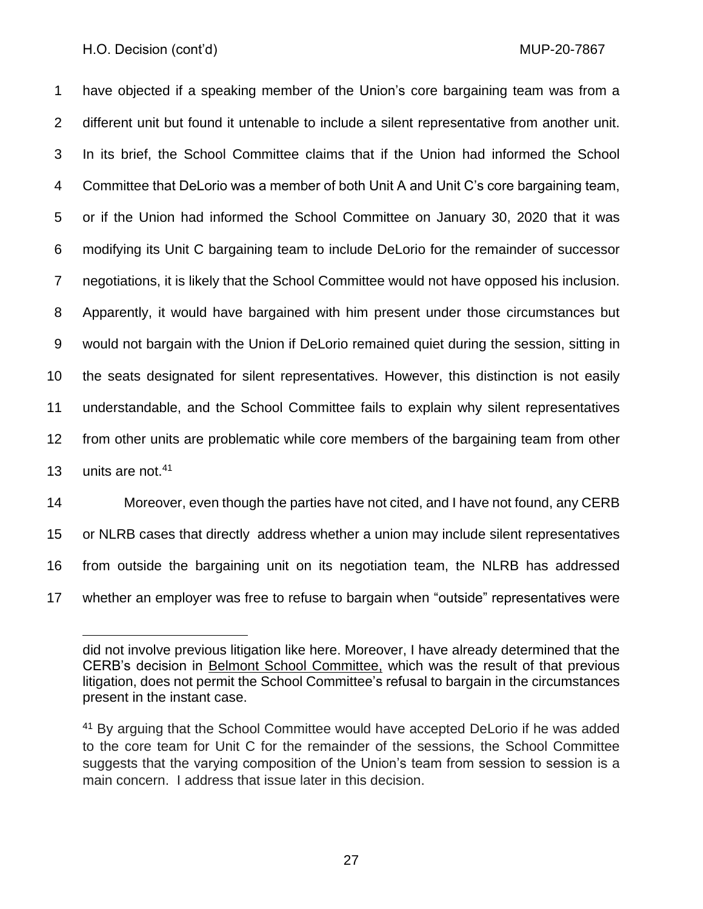have objected if a speaking member of the Union's core bargaining team was from a different unit but found it untenable to include a silent representative from another unit. In its brief, the School Committee claims that if the Union had informed the School Committee that DeLorio was a member of both Unit A and Unit C's core bargaining team, or if the Union had informed the School Committee on January 30, 2020 that it was modifying its Unit C bargaining team to include DeLorio for the remainder of successor negotiations, it is likely that the School Committee would not have opposed his inclusion. Apparently, it would have bargained with him present under those circumstances but would not bargain with the Union if DeLorio remained quiet during the session, sitting in the seats designated for silent representatives. However, this distinction is not easily understandable, and the School Committee fails to explain why silent representatives from other units are problematic while core members of the bargaining team from other units are not.[41]

Moreover, even though the parties have not cited, and I have not found, any CERB or NLRB cases that directly address whether a union may include silent representatives from outside the bargaining unit on its negotiation team, the NLRB has addressed whether an employer was free to refuse to bargain when "outside" representatives were

---

did not involve previous litigation like here. Moreover, I have already determined that the CERB's decision in Belmont School Committee, which was the result of that previous litigation, does not permit the School Committee's refusal to bargain in the circumstances present in the instant case.

[41] By arguing that the School Committee would have accepted DeLorio if he was added to the core team for Unit C for the remainder of the sessions, the School Committee suggests that the varying composition of the Union's team from session to session is a main concern. I address that issue later in this decision.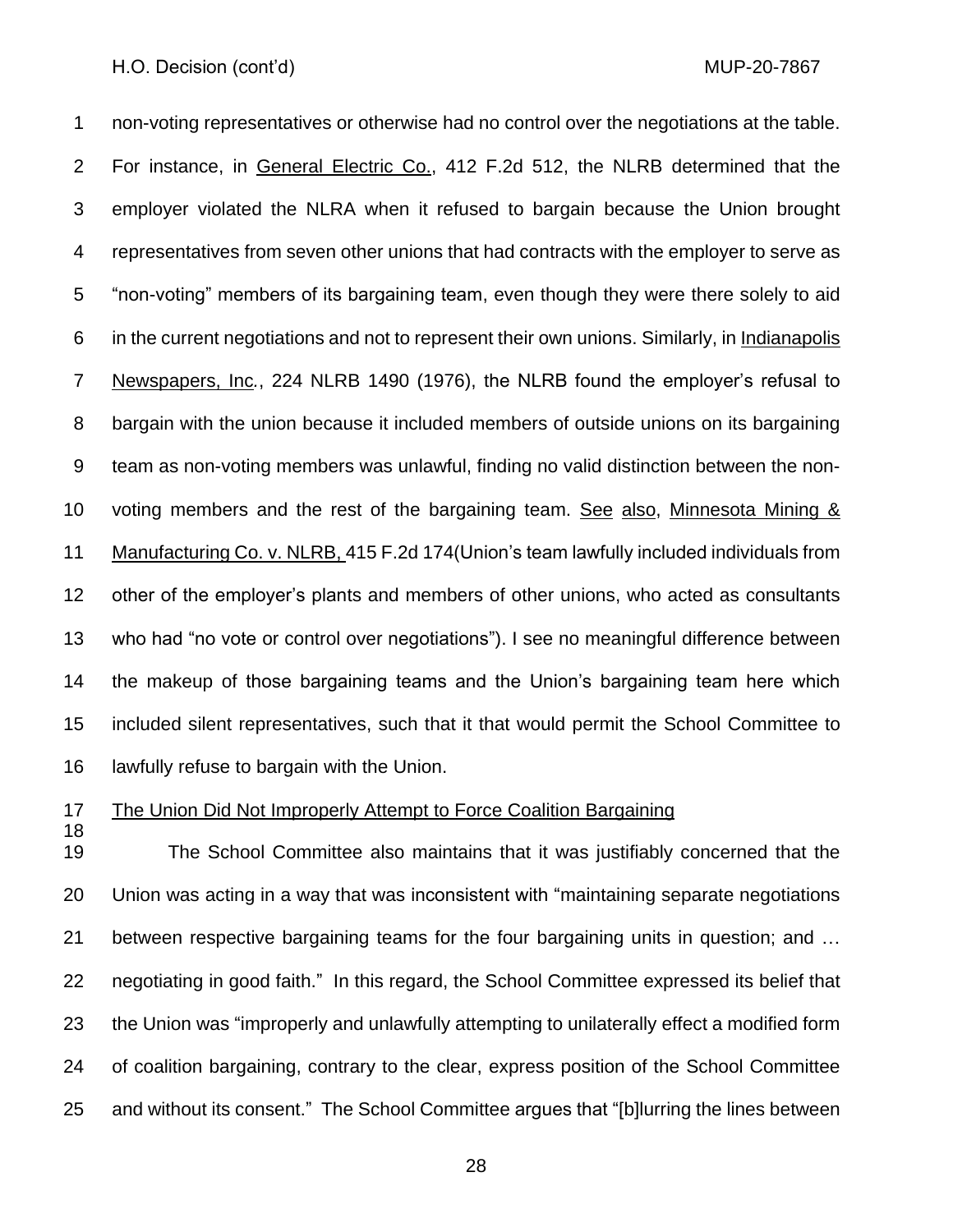non-voting representatives or otherwise had no control over the negotiations at the table. For instance, in General Electric Co., 412 F.2d 512, the NLRB determined that the employer violated the NLRA when it refused to bargain because the Union brought representatives from seven other unions that had contracts with the employer to serve as "non-voting" members of its bargaining team, even though they were there solely to aid in the current negotiations and not to represent their own unions. Similarly, in Indianapolis Newspapers, Inc., 224 NLRB 1490 (1976), the NLRB found the employer's refusal to bargain with the union because it included members of outside unions on its bargaining team as non-voting members was unlawful, finding no valid distinction between the non-voting members and the rest of the bargaining team. See also, Minnesota Mining & Manufacturing Co. v. NLRB, 415 F.2d 174(Union's team lawfully included individuals from other of the employer's plants and members of other unions, who acted as consultants who had "no vote or control over negotiations"). I see no meaningful difference between the makeup of those bargaining teams and the Union's bargaining team here which included silent representatives, such that it that would permit the School Committee to lawfully refuse to bargain with the Union.

The Union Did Not Improperly Attempt to Force Coalition Bargaining

The School Committee also maintains that it was justifiably concerned that the Union was acting in a way that was inconsistent with "maintaining separate negotiations between respective bargaining teams for the four bargaining units in question; and … negotiating in good faith." In this regard, the School Committee expressed its belief that the Union was "improperly and unlawfully attempting to unilaterally effect a modified form of coalition bargaining, contrary to the clear, express position of the School Committee and without its consent." The School Committee argues that "[b]lurring the lines between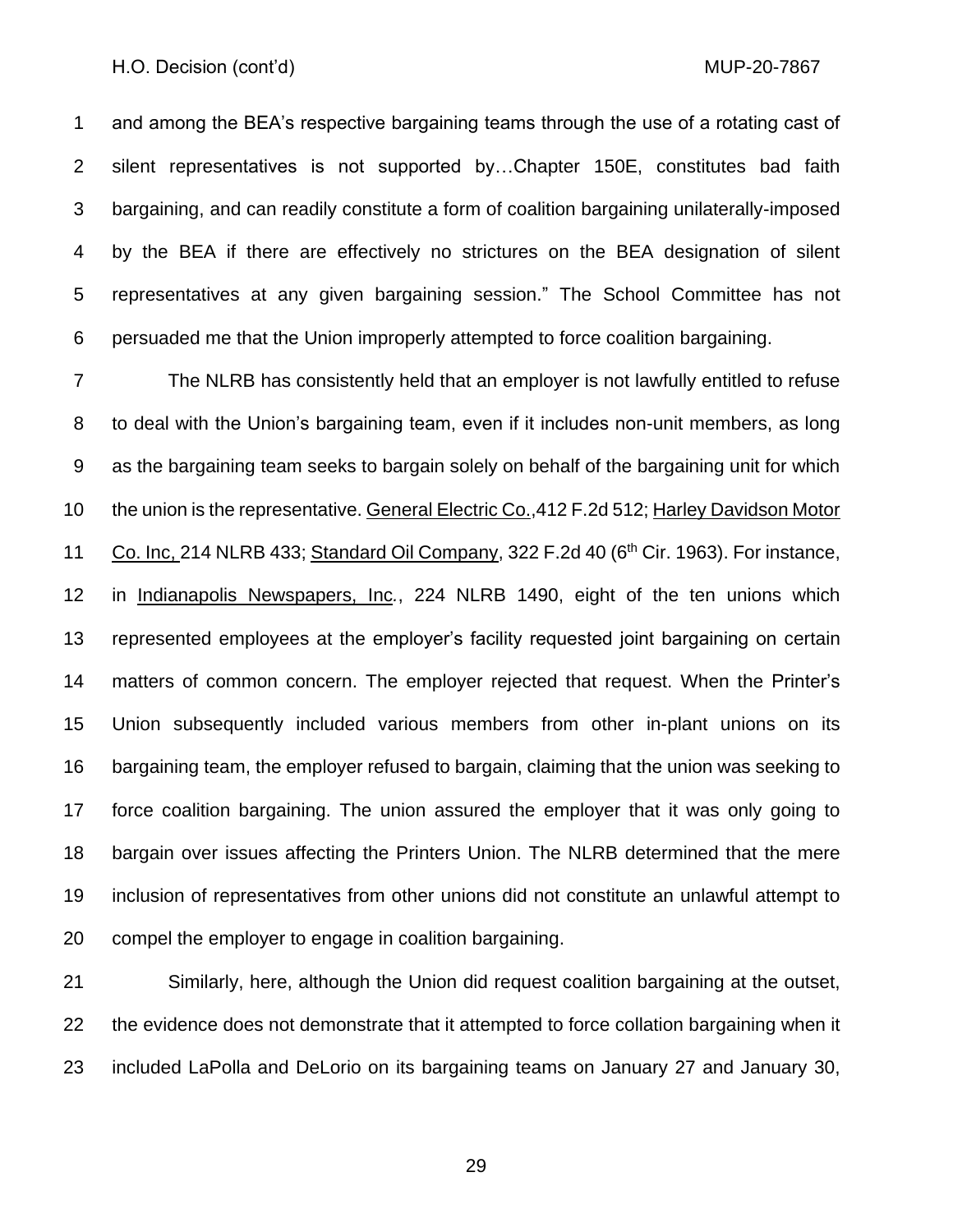and among the BEA's respective bargaining teams through the use of a rotating cast of silent representatives is not supported by…Chapter 150E, constitutes bad faith bargaining, and can readily constitute a form of coalition bargaining unilaterally-imposed by the BEA if there are effectively no strictures on the BEA designation of silent representatives at any given bargaining session." The School Committee has not persuaded me that the Union improperly attempted to force coalition bargaining.

The NLRB has consistently held that an employer is not lawfully entitled to refuse to deal with the Union's bargaining team, even if it includes non-unit members, as long as the bargaining team seeks to bargain solely on behalf of the bargaining unit for which the union is the representative. General Electric Co.,412 F.2d 512; Harley Davidson Motor Co. Inc, 214 NLRB 433; Standard Oil Company, 322 F.2d 40 (6th Cir. 1963). For instance, in Indianapolis Newspapers, Inc., 224 NLRB 1490, eight of the ten unions which represented employees at the employer's facility requested joint bargaining on certain matters of common concern. The employer rejected that request. When the Printer's Union subsequently included various members from other in-plant unions on its bargaining team, the employer refused to bargain, claiming that the union was seeking to force coalition bargaining. The union assured the employer that it was only going to bargain over issues affecting the Printers Union. The NLRB determined that the mere inclusion of representatives from other unions did not constitute an unlawful attempt to compel the employer to engage in coalition bargaining.

Similarly, here, although the Union did request coalition bargaining at the outset, the evidence does not demonstrate that it attempted to force collation bargaining when it included LaPolla and DeLorio on its bargaining teams on January 27 and January 30,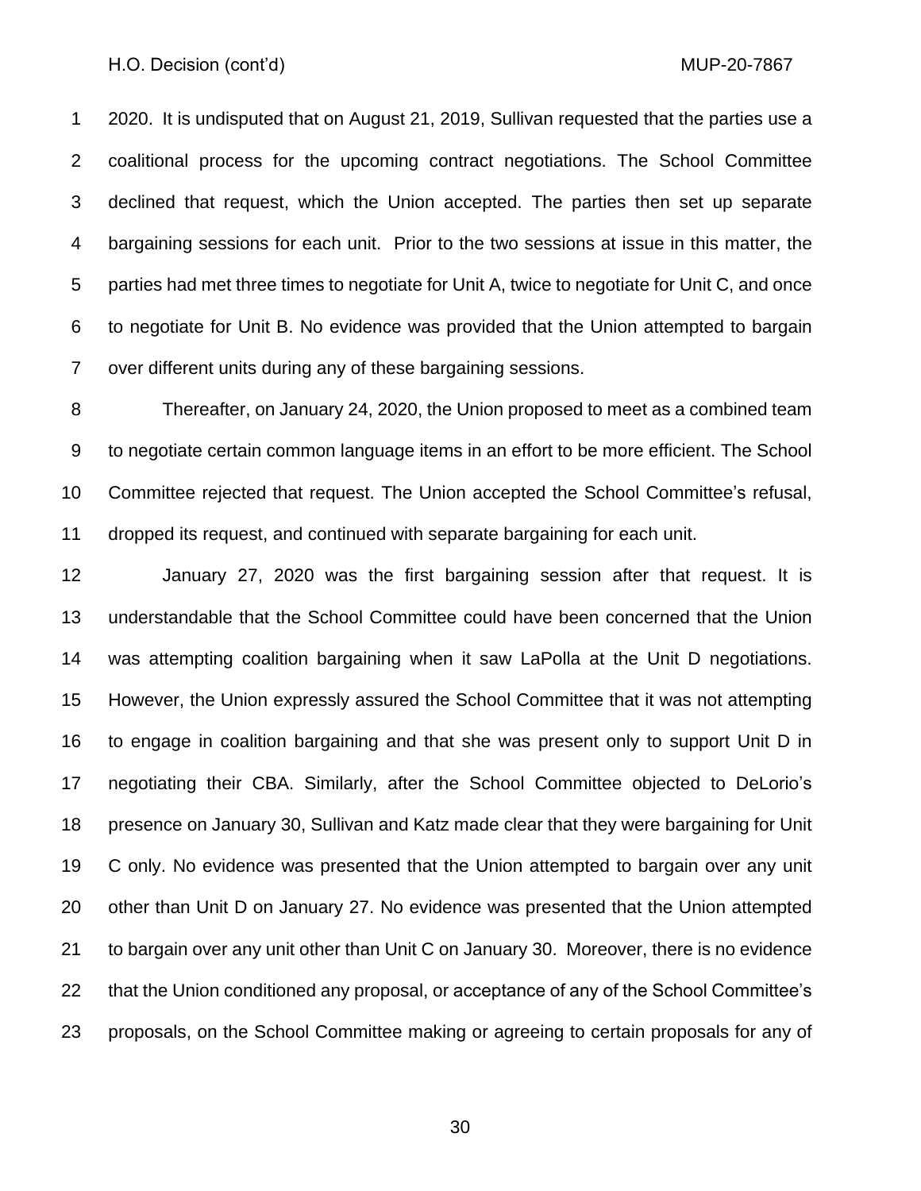2020. It is undisputed that on August 21, 2019, Sullivan requested that the parties use a coalitional process for the upcoming contract negotiations. The School Committee declined that request, which the Union accepted. The parties then set up separate bargaining sessions for each unit. Prior to the two sessions at issue in this matter, the parties had met three times to negotiate for Unit A, twice to negotiate for Unit C, and once to negotiate for Unit B. No evidence was provided that the Union attempted to bargain over different units during any of these bargaining sessions.

Thereafter, on January 24, 2020, the Union proposed to meet as a combined team to negotiate certain common language items in an effort to be more efficient. The School Committee rejected that request. The Union accepted the School Committee's refusal, dropped its request, and continued with separate bargaining for each unit.

January 27, 2020 was the first bargaining session after that request. It is understandable that the School Committee could have been concerned that the Union was attempting coalition bargaining when it saw LaPolla at the Unit D negotiations. However, the Union expressly assured the School Committee that it was not attempting to engage in coalition bargaining and that she was present only to support Unit D in negotiating their CBA. Similarly, after the School Committee objected to DeLorio's presence on January 30, Sullivan and Katz made clear that they were bargaining for Unit C only. No evidence was presented that the Union attempted to bargain over any unit other than Unit D on January 27. No evidence was presented that the Union attempted to bargain over any unit other than Unit C on January 30. Moreover, there is no evidence that the Union conditioned any proposal, or acceptance of any of the School Committee's proposals, on the School Committee making or agreeing to certain proposals for any of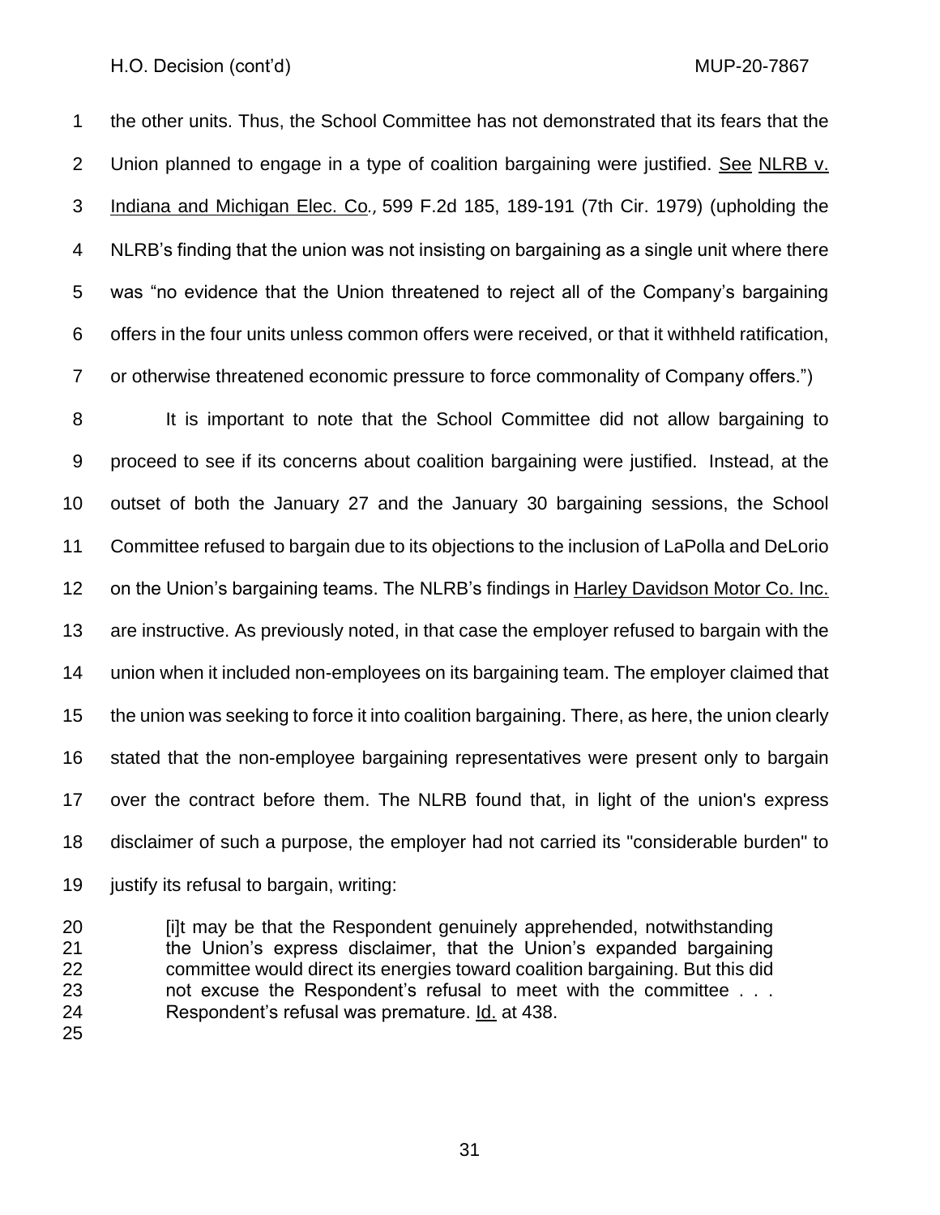the other units. Thus, the School Committee has not demonstrated that its fears that the Union planned to engage in a type of coalition bargaining were justified. See NLRB v. Indiana and Michigan Elec. Co., 599 F.2d 185, 189-191 (7th Cir. 1979) (upholding the NLRB's finding that the union was not insisting on bargaining as a single unit where there was "no evidence that the Union threatened to reject all of the Company's bargaining offers in the four units unless common offers were received, or that it withheld ratification, or otherwise threatened economic pressure to force commonality of Company offers.")

It is important to note that the School Committee did not allow bargaining to proceed to see if its concerns about coalition bargaining were justified. Instead, at the outset of both the January 27 and the January 30 bargaining sessions, the School Committee refused to bargain due to its objections to the inclusion of LaPolla and DeLorio on the Union's bargaining teams. The NLRB's findings in Harley Davidson Motor Co. Inc. are instructive. As previously noted, in that case the employer refused to bargain with the union when it included non-employees on its bargaining team. The employer claimed that the union was seeking to force it into coalition bargaining. There, as here, the union clearly stated that the non-employee bargaining representatives were present only to bargain over the contract before them. The NLRB found that, in light of the union's express disclaimer of such a purpose, the employer had not carried its "considerable burden" to justify its refusal to bargain, writing:

> [i]t may be that the Respondent genuinely apprehended, notwithstanding the Union's express disclaimer, that the Union's expanded bargaining committee would direct its energies toward coalition bargaining. But this did not excuse the Respondent's refusal to meet with the committee . . . Respondent's refusal was premature. Id. at 438.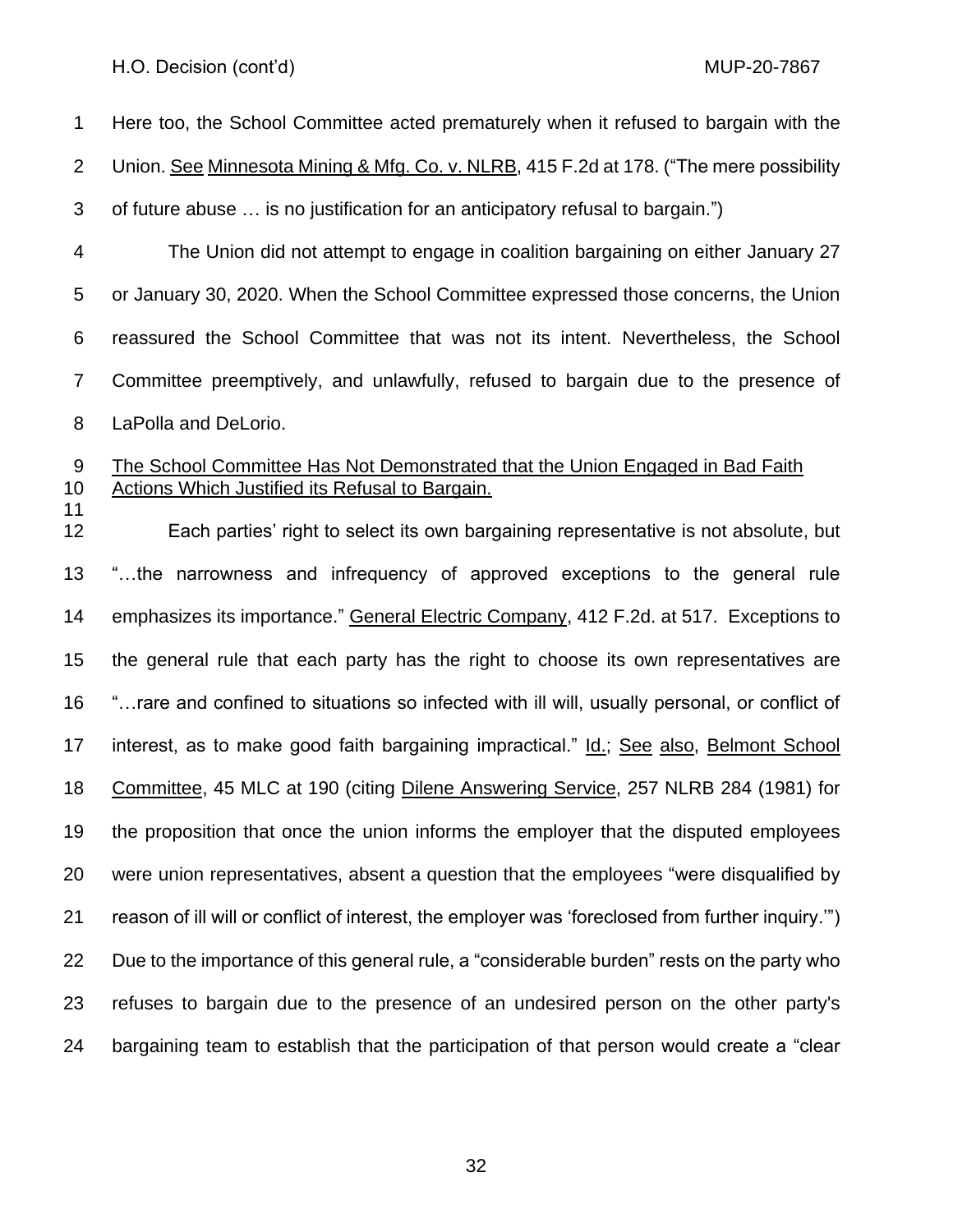Here too, the School Committee acted prematurely when it refused to bargain with the Union. See Minnesota Mining & Mfg. Co. v. NLRB, 415 F.2d at 178. ("The mere possibility of future abuse … is no justification for an anticipatory refusal to bargain.")

The Union did not attempt to engage in coalition bargaining on either January 27 or January 30, 2020. When the School Committee expressed those concerns, the Union reassured the School Committee that was not its intent. Nevertheless, the School Committee preemptively, and unlawfully, refused to bargain due to the presence of LaPolla and DeLorio.

The School Committee Has Not Demonstrated that the Union Engaged in Bad Faith Actions Which Justified its Refusal to Bargain.

Each parties' right to select its own bargaining representative is not absolute, but "…the narrowness and infrequency of approved exceptions to the general rule emphasizes its importance." General Electric Company, 412 F.2d. at 517. Exceptions to the general rule that each party has the right to choose its own representatives are "…rare and confined to situations so infected with ill will, usually personal, or conflict of interest, as to make good faith bargaining impractical." Id.; See also, Belmont School Committee, 45 MLC at 190 (citing Dilene Answering Service, 257 NLRB 284 (1981) for the proposition that once the union informs the employer that the disputed employees were union representatives, absent a question that the employees "were disqualified by reason of ill will or conflict of interest, the employer was 'foreclosed from further inquiry.'") Due to the importance of this general rule, a "considerable burden" rests on the party who refuses to bargain due to the presence of an undesired person on the other party's bargaining team to establish that the participation of that person would create a "clear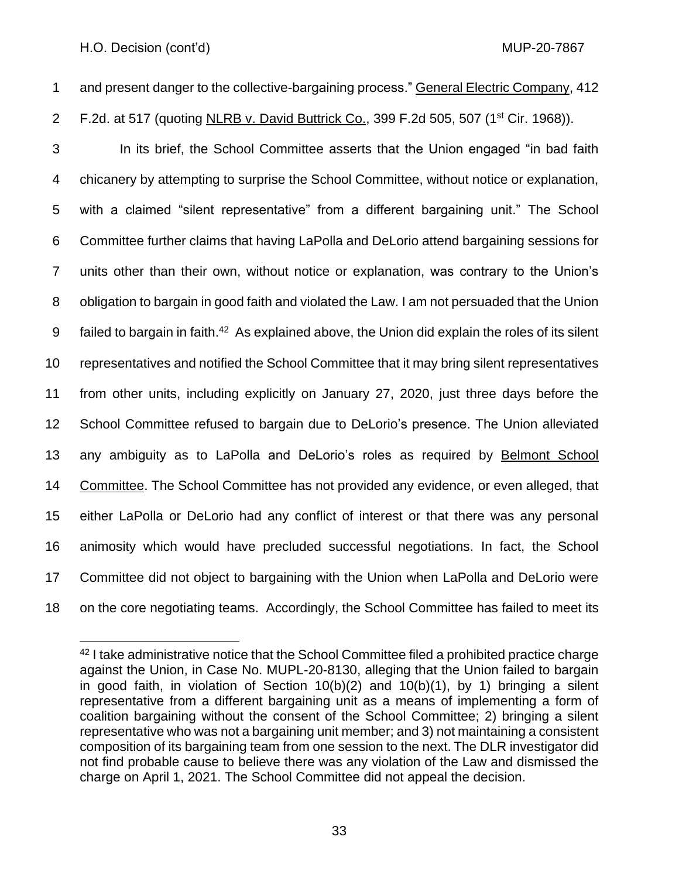and present danger to the collective-bargaining process." General Electric Company, 412 F.2d. at 517 (quoting NLRB v. David Buttrick Co., 399 F.2d 505, 507 (1st Cir. 1968)).

In its brief, the School Committee asserts that the Union engaged "in bad faith chicanery by attempting to surprise the School Committee, without notice or explanation, with a claimed "silent representative" from a different bargaining unit." The School Committee further claims that having LaPolla and DeLorio attend bargaining sessions for units other than their own, without notice or explanation, was contrary to the Union's obligation to bargain in good faith and violated the Law. I am not persuaded that the Union failed to bargain in faith.[42] As explained above, the Union did explain the roles of its silent representatives and notified the School Committee that it may bring silent representatives from other units, including explicitly on January 27, 2020, just three days before the School Committee refused to bargain due to DeLorio's presence. The Union alleviated any ambiguity as to LaPolla and DeLorio's roles as required by Belmont School Committee. The School Committee has not provided any evidence, or even alleged, that either LaPolla or DeLorio had any conflict of interest or that there was any personal animosity which would have precluded successful negotiations. In fact, the School Committee did not object to bargaining with the Union when LaPolla and DeLorio were on the core negotiating teams. Accordingly, the School Committee has failed to meet its

[42] I take administrative notice that the School Committee filed a prohibited practice charge against the Union, in Case No. MUPL-20-8130, alleging that the Union failed to bargain in good faith, in violation of Section 10(b)(2) and 10(b)(1), by 1) bringing a silent representative from a different bargaining unit as a means of implementing a form of coalition bargaining without the consent of the School Committee; 2) bringing a silent representative who was not a bargaining unit member; and 3) not maintaining a consistent composition of its bargaining team from one session to the next. The DLR investigator did not find probable cause to believe there was any violation of the Law and dismissed the charge on April 1, 2021. The School Committee did not appeal the decision.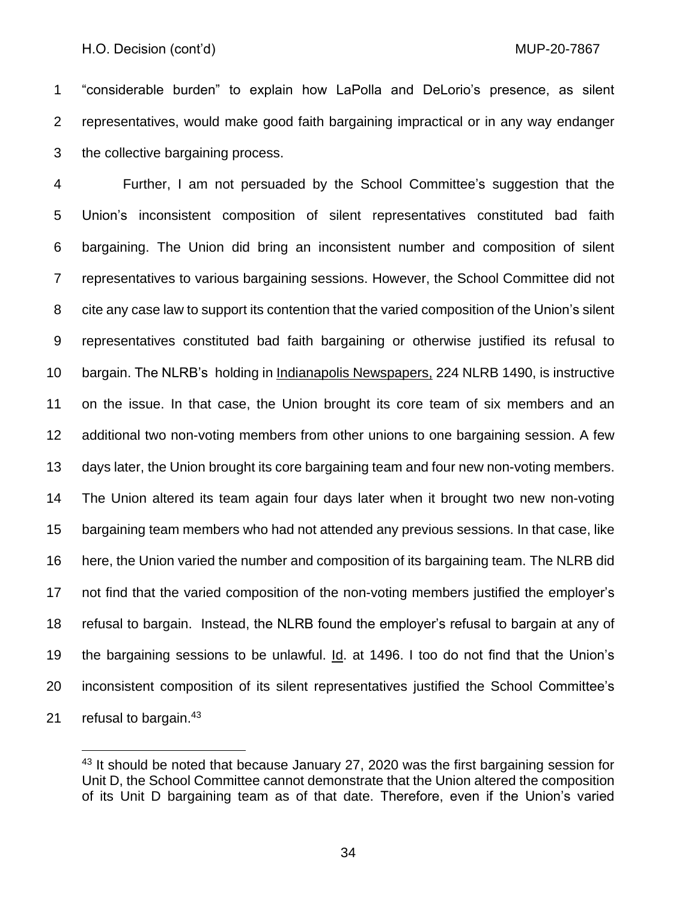"considerable burden" to explain how LaPolla and DeLorio's presence, as silent representatives, would make good faith bargaining impractical or in any way endanger the collective bargaining process.

Further, I am not persuaded by the School Committee's suggestion that the Union's inconsistent composition of silent representatives constituted bad faith bargaining. The Union did bring an inconsistent number and composition of silent representatives to various bargaining sessions. However, the School Committee did not cite any case law to support its contention that the varied composition of the Union's silent representatives constituted bad faith bargaining or otherwise justified its refusal to bargain. The NLRB's holding in Indianapolis Newspapers, 224 NLRB 1490, is instructive on the issue. In that case, the Union brought its core team of six members and an additional two non-voting members from other unions to one bargaining session. A few days later, the Union brought its core bargaining team and four new non-voting members. The Union altered its team again four days later when it brought two new non-voting bargaining team members who had not attended any previous sessions. In that case, like here, the Union varied the number and composition of its bargaining team. The NLRB did not find that the varied composition of the non-voting members justified the employer's refusal to bargain. Instead, the NLRB found the employer's refusal to bargain at any of the bargaining sessions to be unlawful. Id. at 1496. I too do not find that the Union's inconsistent composition of its silent representatives justified the School Committee's refusal to bargain.[43]

---

[43] It should be noted that because January 27, 2020 was the first bargaining session for Unit D, the School Committee cannot demonstrate that the Union altered the composition of its Unit D bargaining team as of that date. Therefore, even if the Union's varied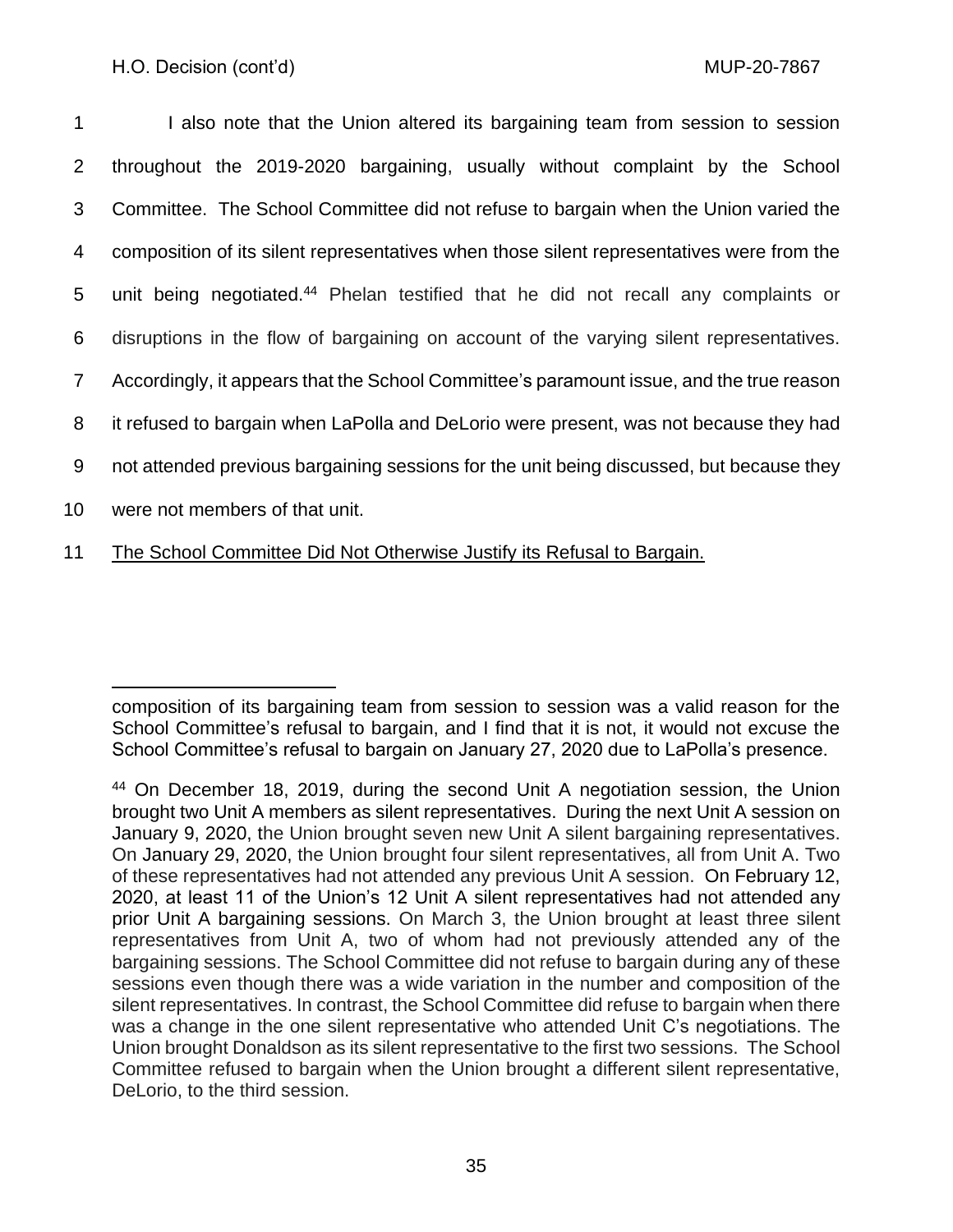I also note that the Union altered its bargaining team from session to session throughout the 2019-2020 bargaining, usually without complaint by the School Committee. The School Committee did not refuse to bargain when the Union varied the composition of its silent representatives when those silent representatives were from the unit being negotiated.[44] Phelan testified that he did not recall any complaints or disruptions in the flow of bargaining on account of the varying silent representatives. Accordingly, it appears that the School Committee's paramount issue, and the true reason it refused to bargain when LaPolla and DeLorio were present, was not because they had not attended previous bargaining sessions for the unit being discussed, but because they were not members of that unit.

The School Committee Did Not Otherwise Justify its Refusal to Bargain.

---

composition of its bargaining team from session to session was a valid reason for the School Committee's refusal to bargain, and I find that it is not, it would not excuse the School Committee's refusal to bargain on January 27, 2020 due to LaPolla's presence.

[44] On December 18, 2019, during the second Unit A negotiation session, the Union brought two Unit A members as silent representatives. During the next Unit A session on January 9, 2020, the Union brought seven new Unit A silent bargaining representatives. On January 29, 2020, the Union brought four silent representatives, all from Unit A. Two of these representatives had not attended any previous Unit A session. On February 12, 2020, at least 11 of the Union's 12 Unit A silent representatives had not attended any prior Unit A bargaining sessions. On March 3, the Union brought at least three silent representatives from Unit A, two of whom had not previously attended any of the bargaining sessions. The School Committee did not refuse to bargain during any of these sessions even though there was a wide variation in the number and composition of the silent representatives. In contrast, the School Committee did refuse to bargain when there was a change in the one silent representative who attended Unit C's negotiations. The Union brought Donaldson as its silent representative to the first two sessions. The School Committee refused to bargain when the Union brought a different silent representative, DeLorio, to the third session.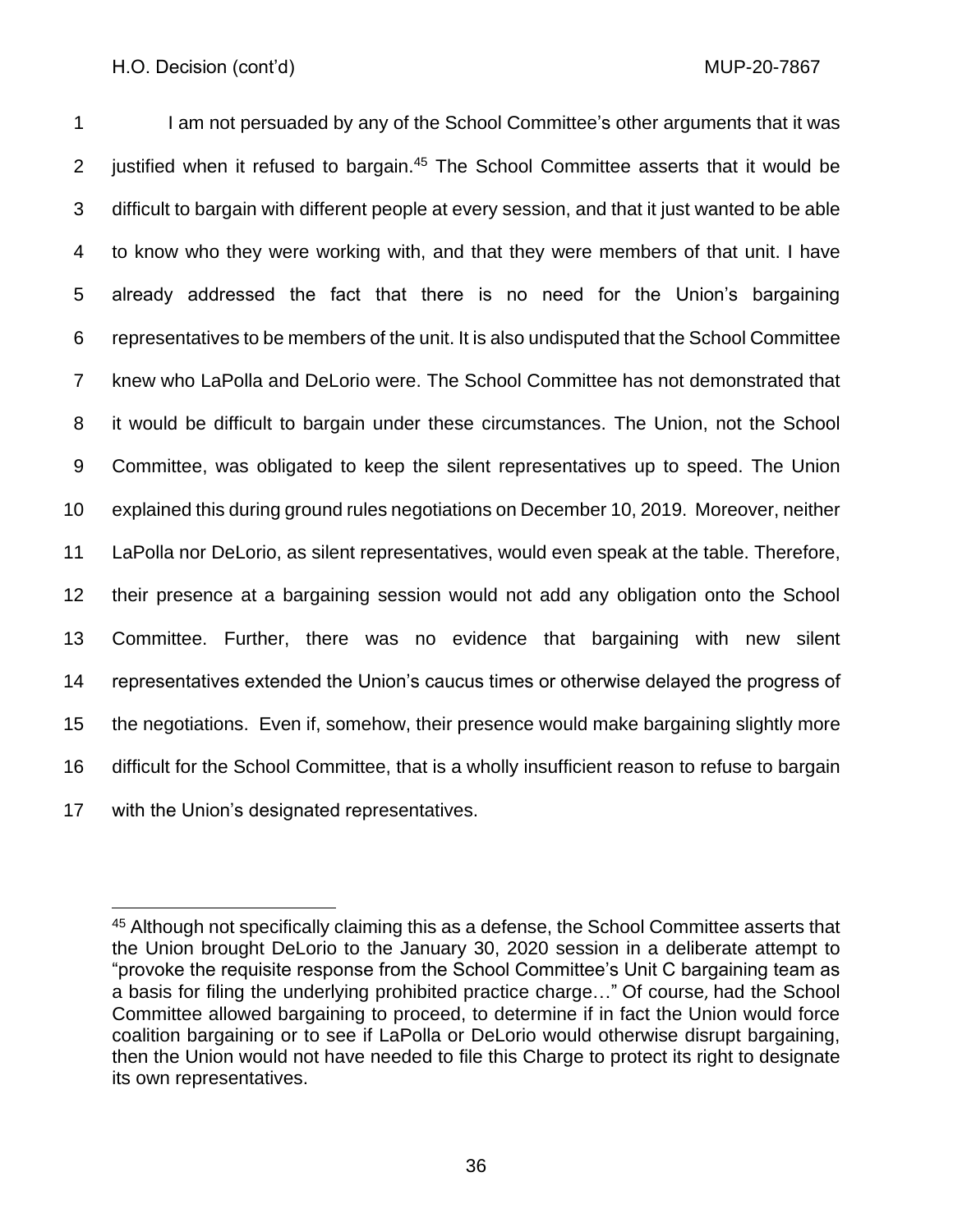I am not persuaded by any of the School Committee's other arguments that it was justified when it refused to bargain.[45] The School Committee asserts that it would be difficult to bargain with different people at every session, and that it just wanted to be able to know who they were working with, and that they were members of that unit. I have already addressed the fact that there is no need for the Union's bargaining representatives to be members of the unit. It is also undisputed that the School Committee knew who LaPolla and DeLorio were. The School Committee has not demonstrated that it would be difficult to bargain under these circumstances. The Union, not the School Committee, was obligated to keep the silent representatives up to speed. The Union explained this during ground rules negotiations on December 10, 2019. Moreover, neither LaPolla nor DeLorio, as silent representatives, would even speak at the table. Therefore, their presence at a bargaining session would not add any obligation onto the School Committee. Further, there was no evidence that bargaining with new silent representatives extended the Union's caucus times or otherwise delayed the progress of the negotiations. Even if, somehow, their presence would make bargaining slightly more difficult for the School Committee, that is a wholly insufficient reason to refuse to bargain with the Union's designated representatives.

---

[45] Although not specifically claiming this as a defense, the School Committee asserts that the Union brought DeLorio to the January 30, 2020 session in a deliberate attempt to "provoke the requisite response from the School Committee's Unit C bargaining team as a basis for filing the underlying prohibited practice charge…" Of course, had the School Committee allowed bargaining to proceed, to determine if in fact the Union would force coalition bargaining or to see if LaPolla or DeLorio would otherwise disrupt bargaining, then the Union would not have needed to file this Charge to protect its right to designate its own representatives.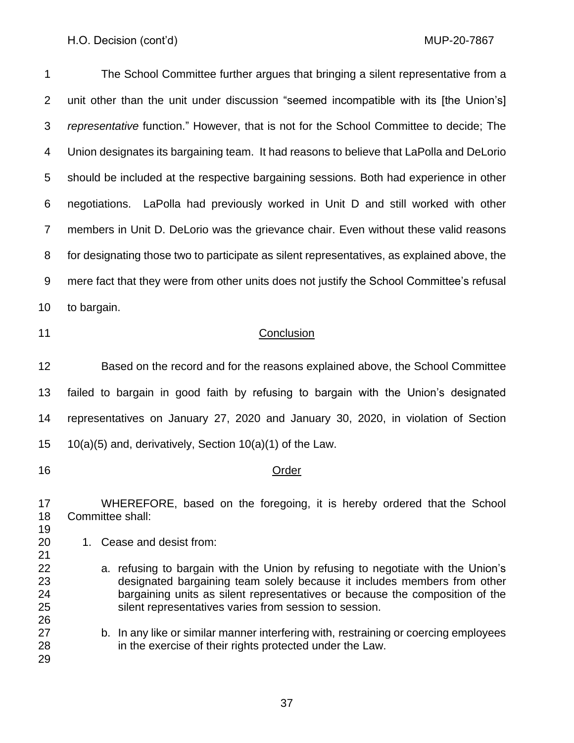The School Committee further argues that bringing a silent representative from a unit other than the unit under discussion "seemed incompatible with its [the Union's] *representative* function." However, that is not for the School Committee to decide; The Union designates its bargaining team. It had reasons to believe that LaPolla and DeLorio should be included at the respective bargaining sessions. Both had experience in other negotiations. LaPolla had previously worked in Unit D and still worked with other members in Unit D. DeLorio was the grievance chair. Even without these valid reasons for designating those two to participate as silent representatives, as explained above, the mere fact that they were from other units does not justify the School Committee's refusal to bargain.

## Conclusion

Based on the record and for the reasons explained above, the School Committee failed to bargain in good faith by refusing to bargain with the Union's designated representatives on January 27, 2020 and January 30, 2020, in violation of Section 10(a)(5) and, derivatively, Section 10(a)(1) of the Law.

## Order

WHEREFORE, based on the foregoing, it is hereby ordered that the School Committee shall:

1. Cease and desist from:

   a. refusing to bargain with the Union by refusing to negotiate with the Union's designated bargaining team solely because it includes members from other bargaining units as silent representatives or because the composition of the silent representatives varies from session to session.

   b. In any like or similar manner interfering with, restraining or coercing employees in the exercise of their rights protected under the Law.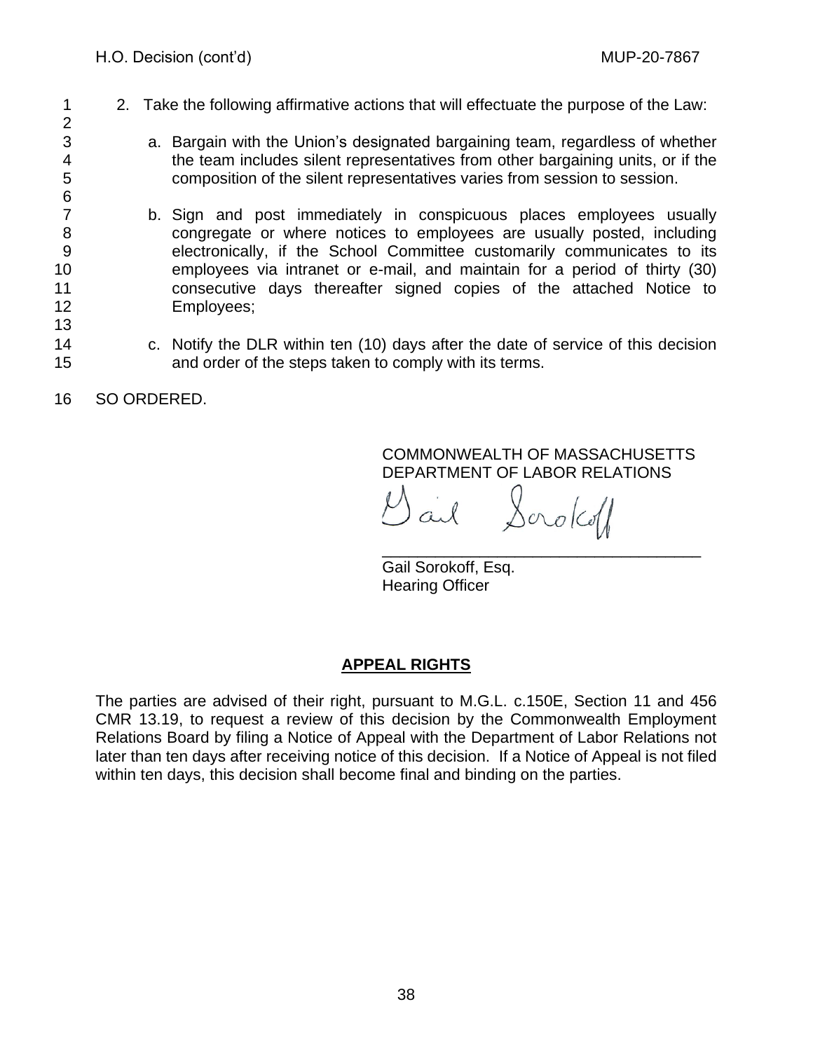2. Take the following affirmative actions that will effectuate the purpose of the Law:

   a. Bargain with the Union's designated bargaining team, regardless of whether the team includes silent representatives from other bargaining units, or if the composition of the silent representatives varies from session to session.

   b. Sign and post immediately in conspicuous places employees usually congregate or where notices to employees are usually posted, including electronically, if the School Committee customarily communicates to its employees via intranet or e-mail, and maintain for a period of thirty (30) consecutive days thereafter signed copies of the attached Notice to Employees;

   c. Notify the DLR within ten (10) days after the date of service of this decision and order of the steps taken to comply with its terms.

SO ORDERED.

COMMONWEALTH OF MASSACHUSETTS
DEPARTMENT OF LABOR RELATIONS

Gail Sorokoff

______________________________________
Gail Sorokoff, Esq.
Hearing Officer

**APPEAL RIGHTS**

The parties are advised of their right, pursuant to M.G.L. c.150E, Section 11 and 456 CMR 13.19, to request a review of this decision by the Commonwealth Employment Relations Board by filing a Notice of Appeal with the Department of Labor Relations not later than ten days after receiving notice of this decision. If a Notice of Appeal is not filed within ten days, this decision shall become final and binding on the parties.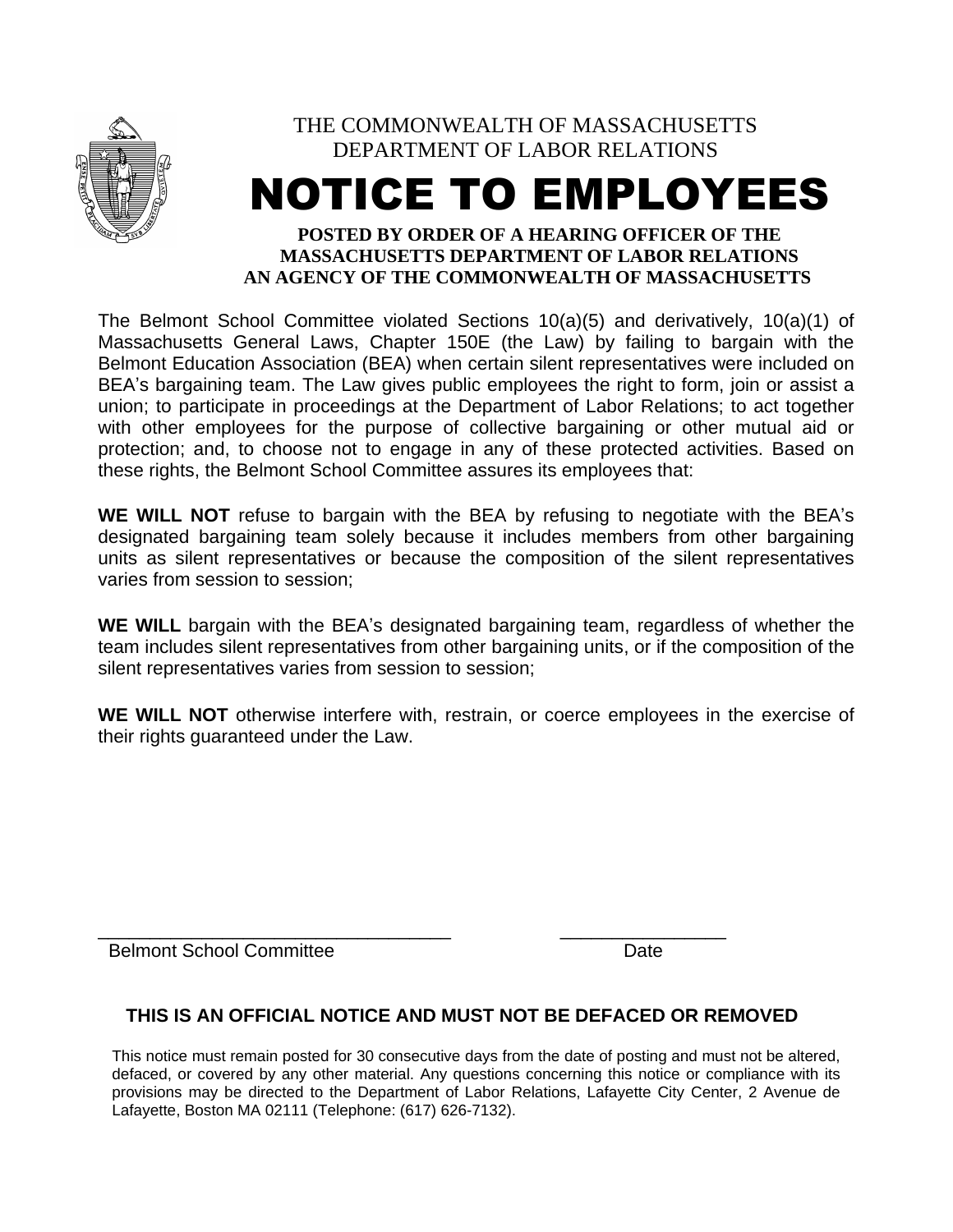THE COMMONWEALTH OF MASSACHUSETTS
DEPARTMENT OF LABOR RELATIONS

# NOTICE TO EMPLOYEES

**POSTED BY ORDER OF A HEARING OFFICER OF THE MASSACHUSETTS DEPARTMENT OF LABOR RELATIONS AN AGENCY OF THE COMMONWEALTH OF MASSACHUSETTS**

The Belmont School Committee violated Sections 10(a)(5) and derivatively, 10(a)(1) of Massachusetts General Laws, Chapter 150E (the Law) by failing to bargain with the Belmont Education Association (BEA) when certain silent representatives were included on BEA's bargaining team. The Law gives public employees the right to form, join or assist a union; to participate in proceedings at the Department of Labor Relations; to act together with other employees for the purpose of collective bargaining or other mutual aid or protection; and, to choose not to engage in any of these protected activities. Based on these rights, the Belmont School Committee assures its employees that:

**WE WILL NOT** refuse to bargain with the BEA by refusing to negotiate with the BEA's designated bargaining team solely because it includes members from other bargaining units as silent representatives or because the composition of the silent representatives varies from session to session;

**WE WILL** bargain with the BEA's designated bargaining team, regardless of whether the team includes silent representatives from other bargaining units, or if the composition of the silent representatives varies from session to session;

**WE WILL NOT** otherwise interfere with, restrain, or coerce employees in the exercise of their rights guaranteed under the Law.

___________________________________ ________________
Belmont School Committee Date

**THIS IS AN OFFICIAL NOTICE AND MUST NOT BE DEFACED OR REMOVED**

This notice must remain posted for 30 consecutive days from the date of posting and must not be altered, defaced, or covered by any other material. Any questions concerning this notice or compliance with its provisions may be directed to the Department of Labor Relations, Lafayette City Center, 2 Avenue de Lafayette, Boston MA 02111 (Telephone: (617) 626-7132).